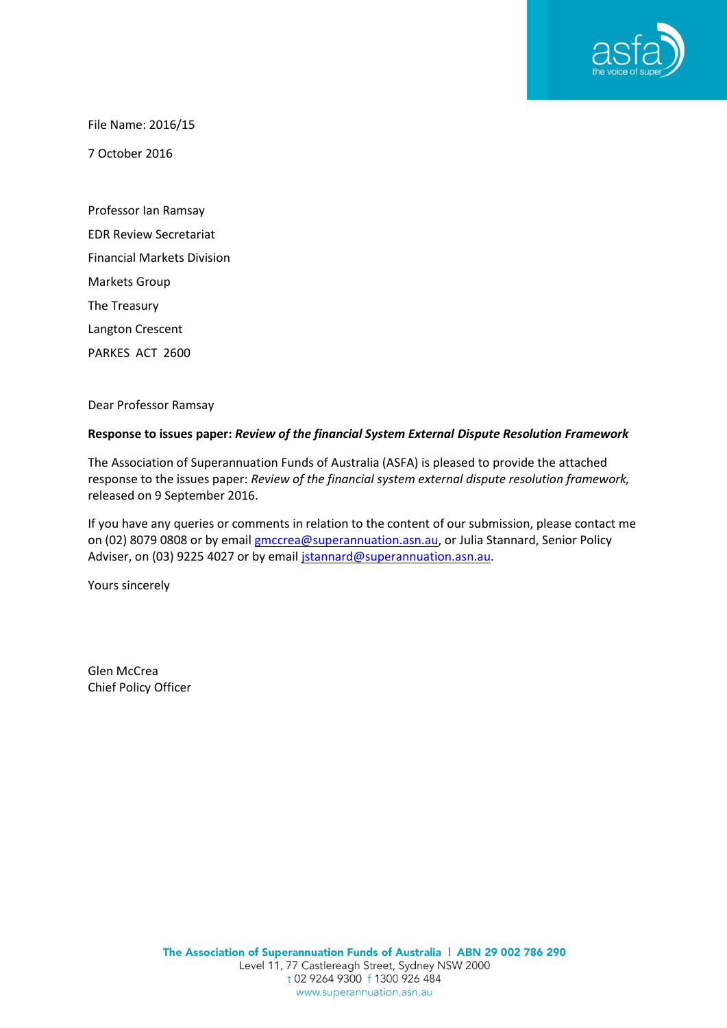File Name: 2016/15

7 October 2016

Professor Ian Ramsay
EDR Review Secretariat
Financial Markets Division
Markets Group
The Treasury
Langton Crescent
PARKES ACT 2600

Dear Professor Ramsay

**Response to issues paper: *Review of the financial System External Dispute Resolution Framework***

The Association of Superannuation Funds of Australia (ASFA) is pleased to provide the attached response to the issues paper: *Review of the financial system external dispute resolution framework,* released on 9 September 2016.

If you have any queries or comments in relation to the content of our submission, please contact me on (02) 8079 0808 or by email gmccrea@superannuation.asn.au, or Julia Stannard, Senior Policy Adviser, on (03) 9225 4027 or by email jstannard@superannuation.asn.au.

Yours sincerely

Glen McCrea
Chief Policy Officer

The Association of Superannuation Funds of Australia | ABN 29 002 786 290
Level 11, 77 Castlereagh Street, Sydney NSW 2000
t 02 9264 9300 f 1300 926 484
www.superannuation.asn.au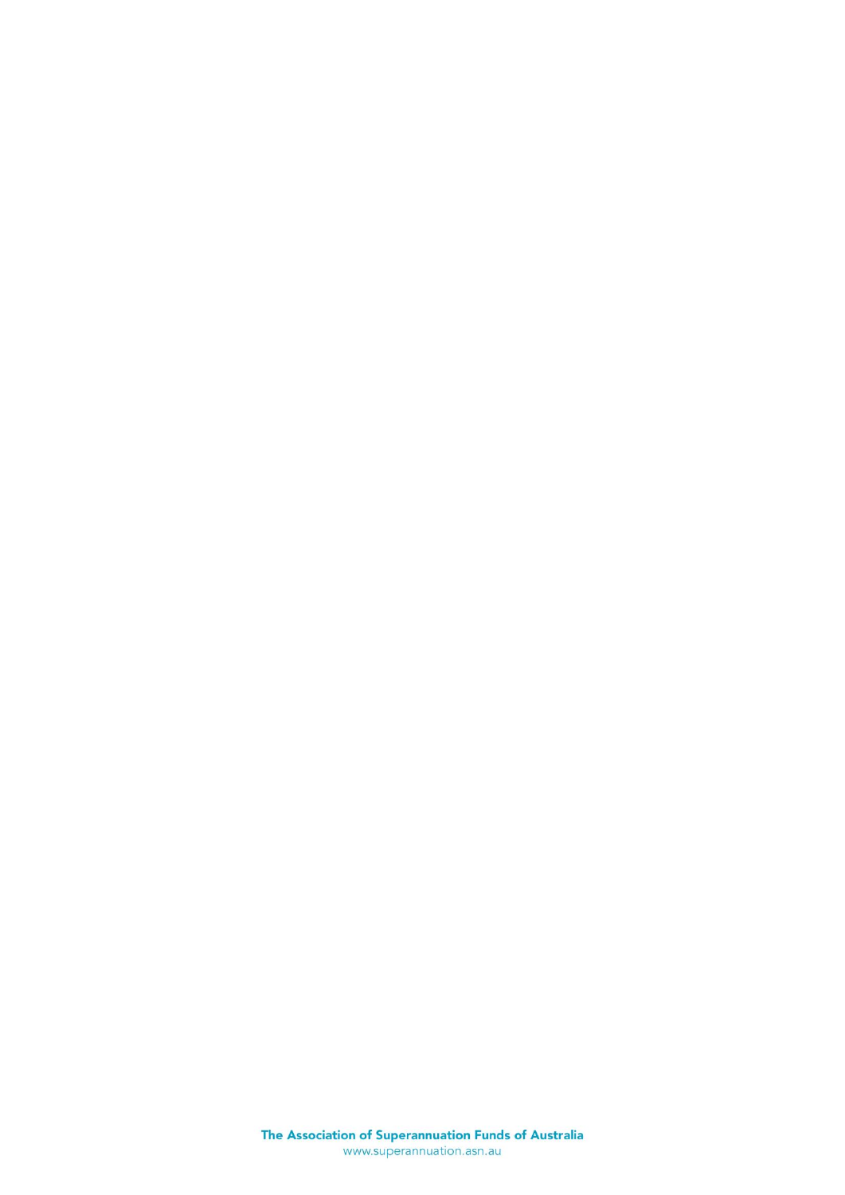**The Association of Superannuation Funds of Australia**
www.superannuation.asn.au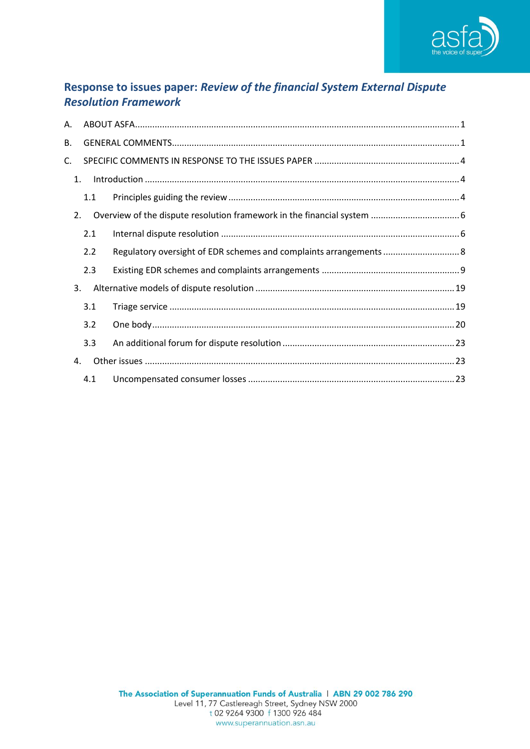## Response to issues paper: *Review of the financial System External Dispute Resolution Framework*

A. ABOUT ASFA .......... 1

B. GENERAL COMMENTS .......... 1

C. SPECIFIC COMMENTS IN RESPONSE TO THE ISSUES PAPER .......... 4

- 1. Introduction .......... 4
  - 1.1 Principles guiding the review .......... 4
- 2. Overview of the dispute resolution framework in the financial system .......... 6
  - 2.1 Internal dispute resolution .......... 6
  - 2.2 Regulatory oversight of EDR schemes and complaints arrangements .......... 8
  - 2.3 Existing EDR schemes and complaints arrangements .......... 9
- 3. Alternative models of dispute resolution .......... 19
  - 3.1 Triage service .......... 19
  - 3.2 One body .......... 20
  - 3.3 An additional forum for dispute resolution .......... 23
- 4. Other issues .......... 23
  - 4.1 Uncompensated consumer losses .......... 23

**The Association of Superannuation Funds of Australia | ABN 29 002 786 290**
Level 11, 77 Castlereagh Street, Sydney NSW 2000
t 02 9264 9300 f 1300 926 484
www.superannuation.asn.au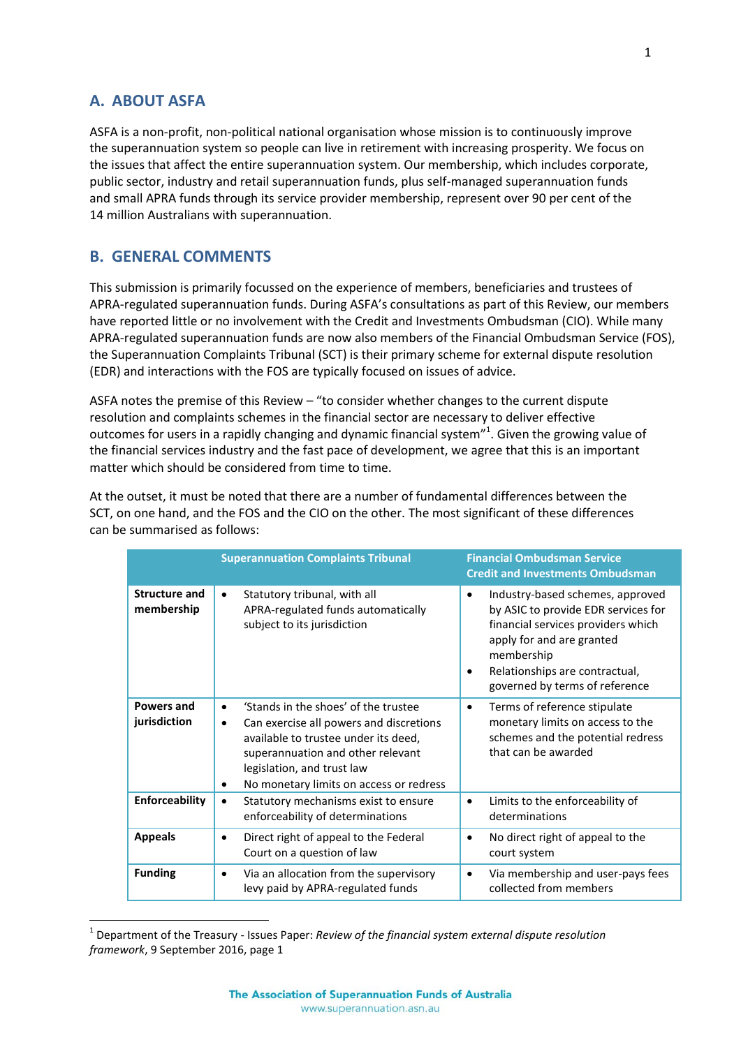## A. ABOUT ASFA

ASFA is a non-profit, non-political national organisation whose mission is to continuously improve the superannuation system so people can live in retirement with increasing prosperity. We focus on the issues that affect the entire superannuation system. Our membership, which includes corporate, public sector, industry and retail superannuation funds, plus self-managed superannuation funds and small APRA funds through its service provider membership, represent over 90 per cent of the 14 million Australians with superannuation.

## B. GENERAL COMMENTS

This submission is primarily focussed on the experience of members, beneficiaries and trustees of APRA-regulated superannuation funds. During ASFA's consultations as part of this Review, our members have reported little or no involvement with the Credit and Investments Ombudsman (CIO). While many APRA-regulated superannuation funds are now also members of the Financial Ombudsman Service (FOS), the Superannuation Complaints Tribunal (SCT) is their primary scheme for external dispute resolution (EDR) and interactions with the FOS are typically focused on issues of advice.

ASFA notes the premise of this Review – "to consider whether changes to the current dispute resolution and complaints schemes in the financial sector are necessary to deliver effective outcomes for users in a rapidly changing and dynamic financial system"[1]. Given the growing value of the financial services industry and the fast pace of development, we agree that this is an important matter which should be considered from time to time.

At the outset, it must be noted that there are a number of fundamental differences between the SCT, on one hand, and the FOS and the CIO on the other. The most significant of these differences can be summarised as follows:

| | Superannuation Complaints Tribunal | Financial Ombudsman Service<br>Credit and Investments Ombudsman |
|---|---|---|
| **Structure and membership** | • Statutory tribunal, with all APRA-regulated funds automatically subject to its jurisdiction | • Industry-based schemes, approved by ASIC to provide EDR services for financial services providers which apply for and are granted membership<br>• Relationships are contractual, governed by terms of reference |
| **Powers and jurisdiction** | • 'Stands in the shoes' of the trustee<br>• Can exercise all powers and discretions available to trustee under its deed, superannuation and other relevant legislation, and trust law<br>• No monetary limits on access or redress | • Terms of reference stipulate monetary limits on access to the schemes and the potential redress that can be awarded |
| **Enforceability** | • Statutory mechanisms exist to ensure enforceability of determinations | • Limits to the enforceability of determinations |
| **Appeals** | • Direct right of appeal to the Federal Court on a question of law | • No direct right of appeal to the court system |
| **Funding** | • Via an allocation from the supervisory levy paid by APRA-regulated funds | • Via membership and user-pays fees collected from members |

[1] Department of the Treasury - Issues Paper: *Review of the financial system external dispute resolution framework*, 9 September 2016, page 1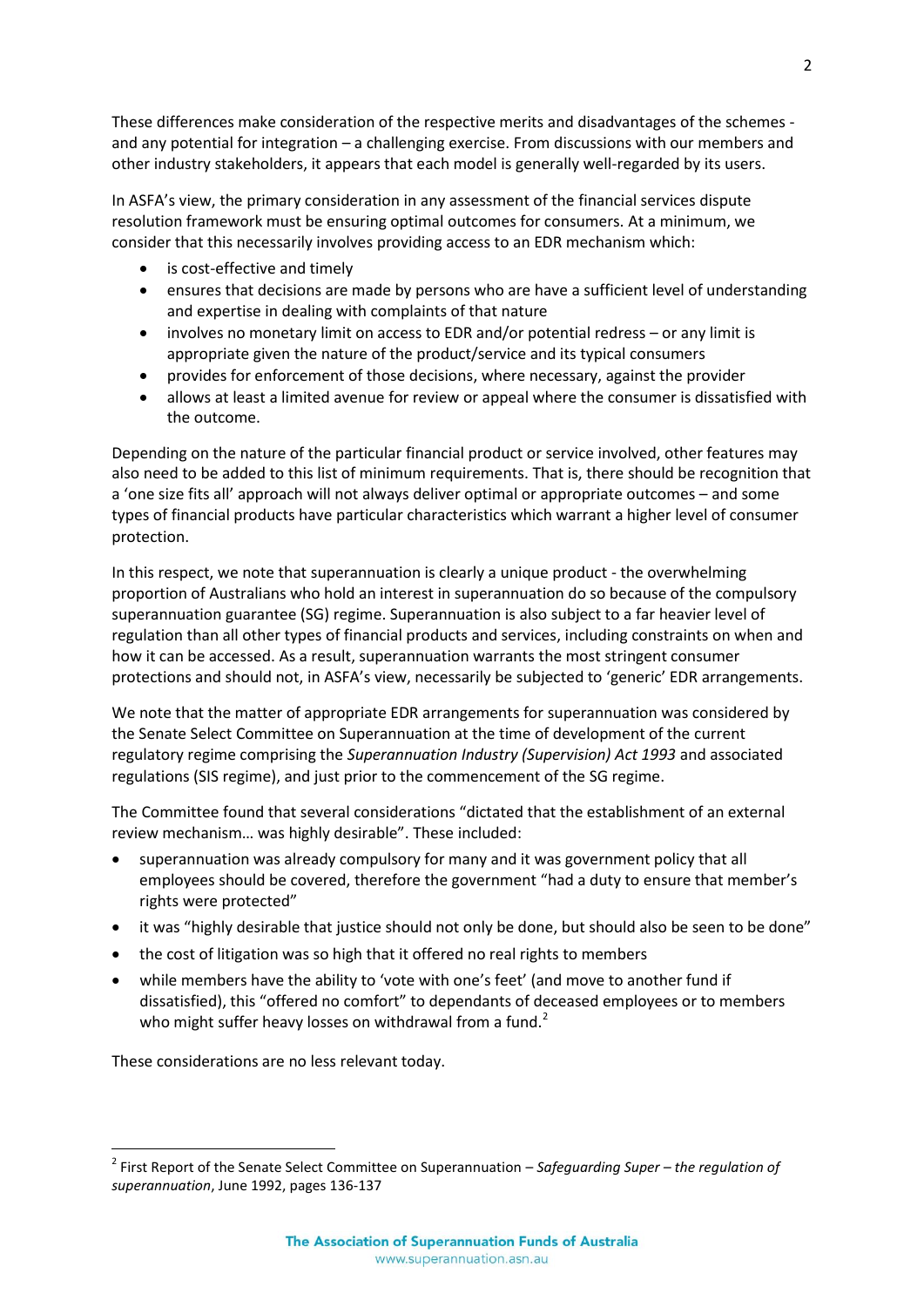These differences make consideration of the respective merits and disadvantages of the schemes - and any potential for integration – a challenging exercise. From discussions with our members and other industry stakeholders, it appears that each model is generally well-regarded by its users.

In ASFA's view, the primary consideration in any assessment of the financial services dispute resolution framework must be ensuring optimal outcomes for consumers. At a minimum, we consider that this necessarily involves providing access to an EDR mechanism which:

- is cost-effective and timely
- ensures that decisions are made by persons who are have a sufficient level of understanding and expertise in dealing with complaints of that nature
- involves no monetary limit on access to EDR and/or potential redress – or any limit is appropriate given the nature of the product/service and its typical consumers
- provides for enforcement of those decisions, where necessary, against the provider
- allows at least a limited avenue for review or appeal where the consumer is dissatisfied with the outcome.

Depending on the nature of the particular financial product or service involved, other features may also need to be added to this list of minimum requirements. That is, there should be recognition that a 'one size fits all' approach will not always deliver optimal or appropriate outcomes – and some types of financial products have particular characteristics which warrant a higher level of consumer protection.

In this respect, we note that superannuation is clearly a unique product - the overwhelming proportion of Australians who hold an interest in superannuation do so because of the compulsory superannuation guarantee (SG) regime. Superannuation is also subject to a far heavier level of regulation than all other types of financial products and services, including constraints on when and how it can be accessed. As a result, superannuation warrants the most stringent consumer protections and should not, in ASFA's view, necessarily be subjected to 'generic' EDR arrangements.

We note that the matter of appropriate EDR arrangements for superannuation was considered by the Senate Select Committee on Superannuation at the time of development of the current regulatory regime comprising the *Superannuation Industry (Supervision) Act 1993* and associated regulations (SIS regime), and just prior to the commencement of the SG regime.

The Committee found that several considerations "dictated that the establishment of an external review mechanism… was highly desirable". These included:

- superannuation was already compulsory for many and it was government policy that all employees should be covered, therefore the government "had a duty to ensure that member's rights were protected"
- it was "highly desirable that justice should not only be done, but should also be seen to be done"
- the cost of litigation was so high that it offered no real rights to members
- while members have the ability to 'vote with one's feet' (and move to another fund if dissatisfied), this "offered no comfort" to dependants of deceased employees or to members who might suffer heavy losses on withdrawal from a fund.[2]

These considerations are no less relevant today.

[2] First Report of the Senate Select Committee on Superannuation – *Safeguarding Super – the regulation of superannuation*, June 1992, pages 136-137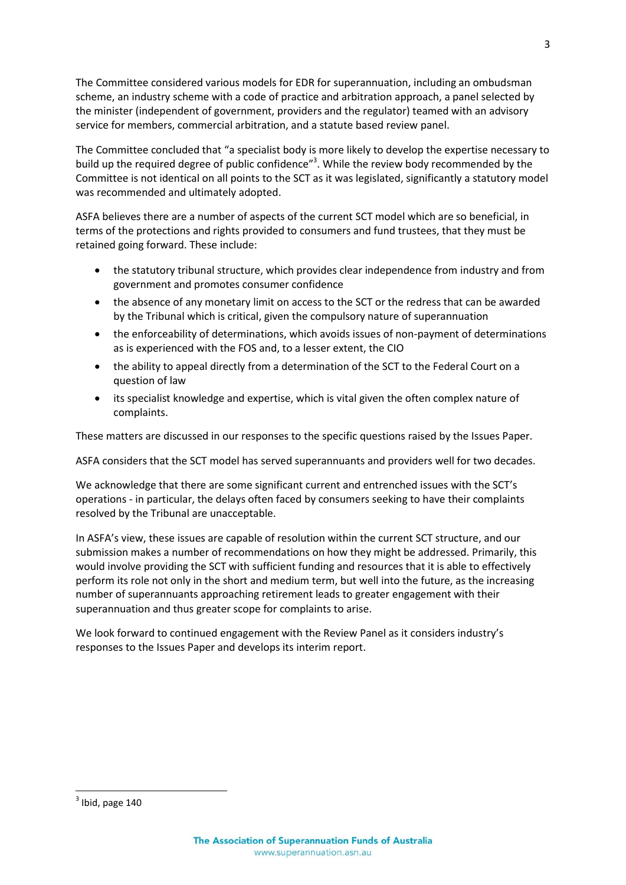The Committee considered various models for EDR for superannuation, including an ombudsman scheme, an industry scheme with a code of practice and arbitration approach, a panel selected by the minister (independent of government, providers and the regulator) teamed with an advisory service for members, commercial arbitration, and a statute based review panel.

The Committee concluded that "a specialist body is more likely to develop the expertise necessary to build up the required degree of public confidence"[3]. While the review body recommended by the Committee is not identical on all points to the SCT as it was legislated, significantly a statutory model was recommended and ultimately adopted.

ASFA believes there are a number of aspects of the current SCT model which are so beneficial, in terms of the protections and rights provided to consumers and fund trustees, that they must be retained going forward. These include:

- the statutory tribunal structure, which provides clear independence from industry and from government and promotes consumer confidence
- the absence of any monetary limit on access to the SCT or the redress that can be awarded by the Tribunal which is critical, given the compulsory nature of superannuation
- the enforceability of determinations, which avoids issues of non-payment of determinations as is experienced with the FOS and, to a lesser extent, the CIO
- the ability to appeal directly from a determination of the SCT to the Federal Court on a question of law
- its specialist knowledge and expertise, which is vital given the often complex nature of complaints.

These matters are discussed in our responses to the specific questions raised by the Issues Paper.

ASFA considers that the SCT model has served superannuants and providers well for two decades.

We acknowledge that there are some significant current and entrenched issues with the SCT's operations - in particular, the delays often faced by consumers seeking to have their complaints resolved by the Tribunal are unacceptable.

In ASFA's view, these issues are capable of resolution within the current SCT structure, and our submission makes a number of recommendations on how they might be addressed. Primarily, this would involve providing the SCT with sufficient funding and resources that it is able to effectively perform its role not only in the short and medium term, but well into the future, as the increasing number of superannuants approaching retirement leads to greater engagement with their superannuation and thus greater scope for complaints to arise.

We look forward to continued engagement with the Review Panel as it considers industry's responses to the Issues Paper and develops its interim report.

[3] Ibid, page 140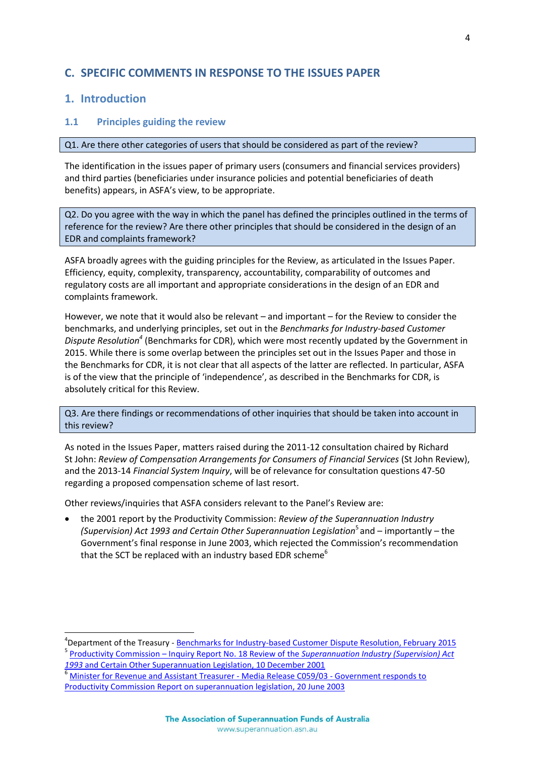## C. SPECIFIC COMMENTS IN RESPONSE TO THE ISSUES PAPER

## 1. Introduction

### 1.1 Principles guiding the review

**Q1. Are there other categories of users that should be considered as part of the review?**

The identification in the issues paper of primary users (consumers and financial services providers) and third parties (beneficiaries under insurance policies and potential beneficiaries of death benefits) appears, in ASFA's view, to be appropriate.

**Q2. Do you agree with the way in which the panel has defined the principles outlined in the terms of reference for the review? Are there other principles that should be considered in the design of an EDR and complaints framework?**

ASFA broadly agrees with the guiding principles for the Review, as articulated in the Issues Paper. Efficiency, equity, complexity, transparency, accountability, comparability of outcomes and regulatory costs are all important and appropriate considerations in the design of an EDR and complaints framework.

However, we note that it would also be relevant – and important – for the Review to consider the benchmarks, and underlying principles, set out in the *Benchmarks for Industry-based Customer Dispute Resolution*[4] (Benchmarks for CDR), which were most recently updated by the Government in 2015. While there is some overlap between the principles set out in the Issues Paper and those in the Benchmarks for CDR, it is not clear that all aspects of the latter are reflected. In particular, ASFA is of the view that the principle of 'independence', as described in the Benchmarks for CDR, is absolutely critical for this Review.

**Q3. Are there findings or recommendations of other inquiries that should be taken into account in this review?**

As noted in the Issues Paper, matters raised during the 2011-12 consultation chaired by Richard St John: *Review of Compensation Arrangements for Consumers of Financial Services* (St John Review), and the 2013-14 *Financial System Inquiry*, will be of relevance for consultation questions 47-50 regarding a proposed compensation scheme of last resort.

Other reviews/inquiries that ASFA considers relevant to the Panel's Review are:

- the 2001 report by the Productivity Commission: *Review of the Superannuation Industry (Supervision) Act 1993 and Certain Other Superannuation Legislation*[5] and – importantly – the Government's final response in June 2003, which rejected the Commission's recommendation that the SCT be replaced with an industry based EDR scheme[6]

---

[4] Department of the Treasury - Benchmarks for Industry-based Customer Dispute Resolution, February 2015

[5] Productivity Commission – Inquiry Report No. 18 Review of the *Superannuation Industry (Supervision) Act 1993* and Certain Other Superannuation Legislation, 10 December 2001

[6] Minister for Revenue and Assistant Treasurer - Media Release C059/03 - Government responds to Productivity Commission Report on superannuation legislation, 20 June 2003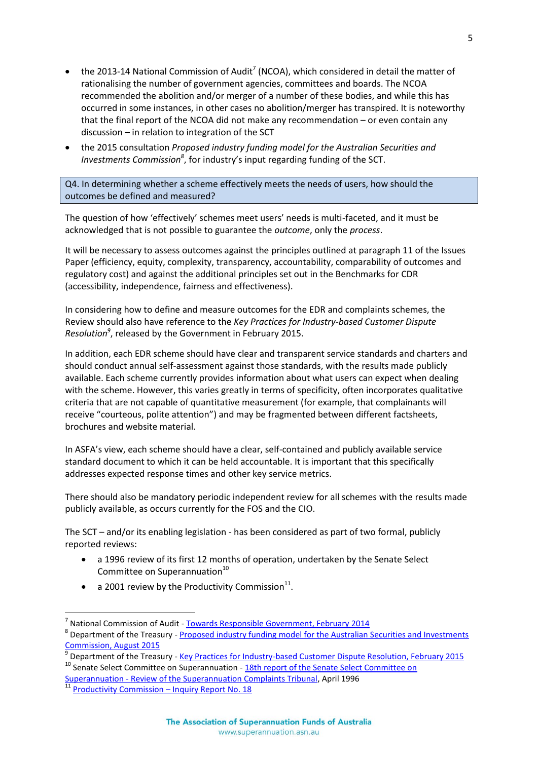- the 2013-14 National Commission of Audit[7] (NCOA), which considered in detail the matter of rationalising the number of government agencies, committees and boards. The NCOA recommended the abolition and/or merger of a number of these bodies, and while this has occurred in some instances, in other cases no abolition/merger has transpired. It is noteworthy that the final report of the NCOA did not make any recommendation – or even contain any discussion – in relation to integration of the SCT
- the 2015 consultation *Proposed industry funding model for the Australian Securities and Investments Commission*[8], for industry's input regarding funding of the SCT.

**Q4. In determining whether a scheme effectively meets the needs of users, how should the outcomes be defined and measured?**

The question of how 'effectively' schemes meet users' needs is multi-faceted, and it must be acknowledged that is not possible to guarantee the *outcome*, only the *process*.

It will be necessary to assess outcomes against the principles outlined at paragraph 11 of the Issues Paper (efficiency, equity, complexity, transparency, accountability, comparability of outcomes and regulatory cost) and against the additional principles set out in the Benchmarks for CDR (accessibility, independence, fairness and effectiveness).

In considering how to define and measure outcomes for the EDR and complaints schemes, the Review should also have reference to the *Key Practices for Industry-based Customer Dispute Resolution*[9], released by the Government in February 2015.

In addition, each EDR scheme should have clear and transparent service standards and charters and should conduct annual self-assessment against those standards, with the results made publicly available. Each scheme currently provides information about what users can expect when dealing with the scheme. However, this varies greatly in terms of specificity, often incorporates qualitative criteria that are not capable of quantitative measurement (for example, that complainants will receive "courteous, polite attention") and may be fragmented between different factsheets, brochures and website material.

In ASFA's view, each scheme should have a clear, self-contained and publicly available service standard document to which it can be held accountable. It is important that this specifically addresses expected response times and other key service metrics.

There should also be mandatory periodic independent review for all schemes with the results made publicly available, as occurs currently for the FOS and the CIO.

The SCT – and/or its enabling legislation - has been considered as part of two formal, publicly reported reviews:

- a 1996 review of its first 12 months of operation, undertaken by the Senate Select Committee on Superannuation[10]
- a 2001 review by the Productivity Commission[11].

---

[7] National Commission of Audit - Towards Responsible Government, February 2014

[8] Department of the Treasury - Proposed industry funding model for the Australian Securities and Investments Commission, August 2015

[9] Department of the Treasury - Key Practices for Industry-based Customer Dispute Resolution, February 2015

[10] Senate Select Committee on Superannuation - 18th report of the Senate Select Committee on Superannuation - Review of the Superannuation Complaints Tribunal, April 1996

[11] Productivity Commission – Inquiry Report No. 18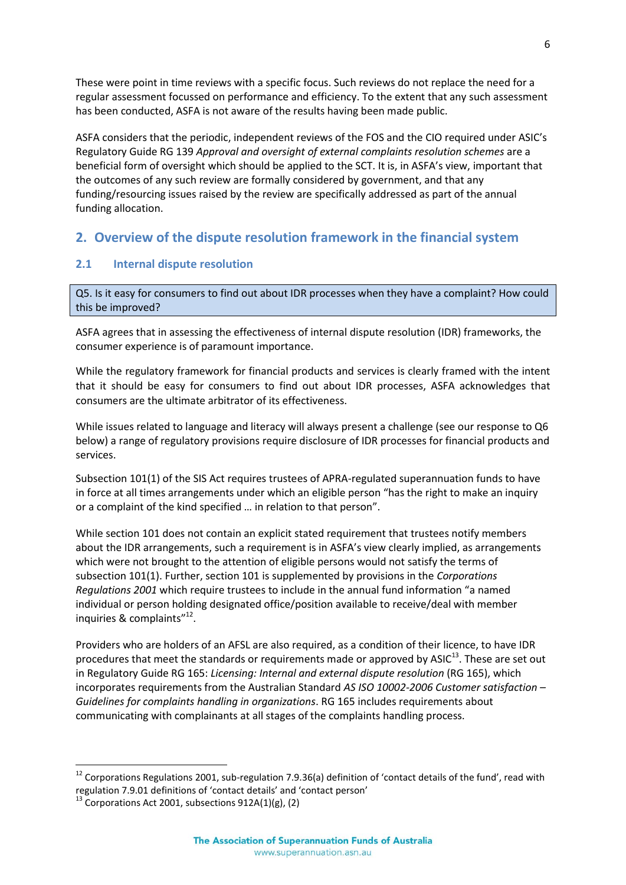These were point in time reviews with a specific focus. Such reviews do not replace the need for a regular assessment focussed on performance and efficiency. To the extent that any such assessment has been conducted, ASFA is not aware of the results having been made public.

ASFA considers that the periodic, independent reviews of the FOS and the CIO required under ASIC's Regulatory Guide RG 139 *Approval and oversight of external complaints resolution schemes* are a beneficial form of oversight which should be applied to the SCT. It is, in ASFA's view, important that the outcomes of any such review are formally considered by government, and that any funding/resourcing issues raised by the review are specifically addressed as part of the annual funding allocation.

## 2. Overview of the dispute resolution framework in the financial system

### 2.1 Internal dispute resolution

| Q5. Is it easy for consumers to find out about IDR processes when they have a complaint? How could this be improved? |
|---|

ASFA agrees that in assessing the effectiveness of internal dispute resolution (IDR) frameworks, the consumer experience is of paramount importance.

While the regulatory framework for financial products and services is clearly framed with the intent that it should be easy for consumers to find out about IDR processes, ASFA acknowledges that consumers are the ultimate arbitrator of its effectiveness.

While issues related to language and literacy will always present a challenge (see our response to Q6 below) a range of regulatory provisions require disclosure of IDR processes for financial products and services.

Subsection 101(1) of the SIS Act requires trustees of APRA-regulated superannuation funds to have in force at all times arrangements under which an eligible person "has the right to make an inquiry or a complaint of the kind specified … in relation to that person".

While section 101 does not contain an explicit stated requirement that trustees notify members about the IDR arrangements, such a requirement is in ASFA's view clearly implied, as arrangements which were not brought to the attention of eligible persons would not satisfy the terms of subsection 101(1). Further, section 101 is supplemented by provisions in the *Corporations Regulations 2001* which require trustees to include in the annual fund information "a named individual or person holding designated office/position available to receive/deal with member inquiries & complaints"[12].

Providers who are holders of an AFSL are also required, as a condition of their licence, to have IDR procedures that meet the standards or requirements made or approved by ASIC[13]. These are set out in Regulatory Guide RG 165: *Licensing: Internal and external dispute resolution* (RG 165), which incorporates requirements from the Australian Standard *AS ISO 10002-2006 Customer satisfaction – Guidelines for complaints handling in organizations*. RG 165 includes requirements about communicating with complainants at all stages of the complaints handling process.

---

[12] Corporations Regulations 2001, sub-regulation 7.9.36(a) definition of 'contact details of the fund', read with regulation 7.9.01 definitions of 'contact details' and 'contact person'

[13] Corporations Act 2001, subsections 912A(1)(g), (2)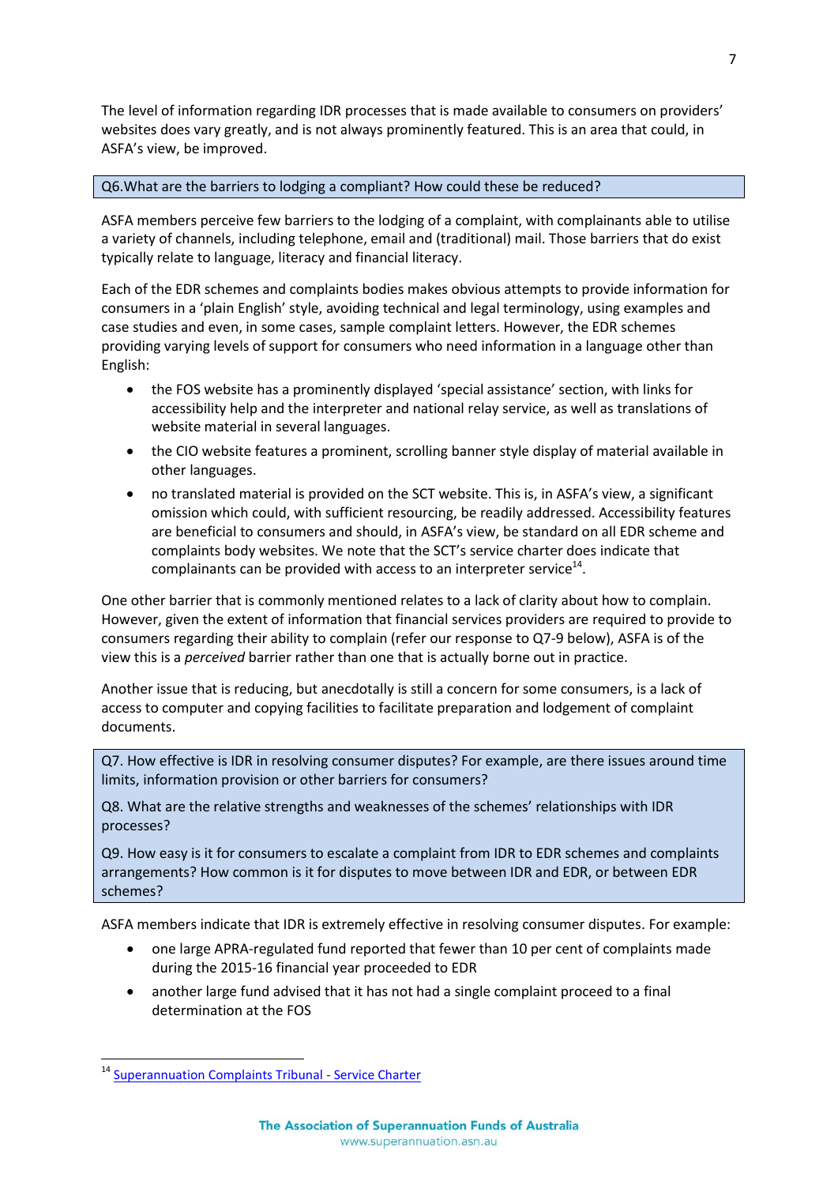The level of information regarding IDR processes that is made available to consumers on providers' websites does vary greatly, and is not always prominently featured. This is an area that could, in ASFA's view, be improved.

**Q6.What are the barriers to lodging a compliant? How could these be reduced?**

ASFA members perceive few barriers to the lodging of a complaint, with complainants able to utilise a variety of channels, including telephone, email and (traditional) mail. Those barriers that do exist typically relate to language, literacy and financial literacy.

Each of the EDR schemes and complaints bodies makes obvious attempts to provide information for consumers in a 'plain English' style, avoiding technical and legal terminology, using examples and case studies and even, in some cases, sample complaint letters. However, the EDR schemes providing varying levels of support for consumers who need information in a language other than English:

- the FOS website has a prominently displayed 'special assistance' section, with links for accessibility help and the interpreter and national relay service, as well as translations of website material in several languages.
- the CIO website features a prominent, scrolling banner style display of material available in other languages.
- no translated material is provided on the SCT website. This is, in ASFA's view, a significant omission which could, with sufficient resourcing, be readily addressed. Accessibility features are beneficial to consumers and should, in ASFA's view, be standard on all EDR scheme and complaints body websites. We note that the SCT's service charter does indicate that complainants can be provided with access to an interpreter service[14].

One other barrier that is commonly mentioned relates to a lack of clarity about how to complain. However, given the extent of information that financial services providers are required to provide to consumers regarding their ability to complain (refer our response to Q7-9 below), ASFA is of the view this is a *perceived* barrier rather than one that is actually borne out in practice.

Another issue that is reducing, but anecdotally is still a concern for some consumers, is a lack of access to computer and copying facilities to facilitate preparation and lodgement of complaint documents.

**Q7. How effective is IDR in resolving consumer disputes? For example, are there issues around time limits, information provision or other barriers for consumers?**

**Q8. What are the relative strengths and weaknesses of the schemes' relationships with IDR processes?**

**Q9. How easy is it for consumers to escalate a complaint from IDR to EDR schemes and complaints arrangements? How common is it for disputes to move between IDR and EDR, or between EDR schemes?**

ASFA members indicate that IDR is extremely effective in resolving consumer disputes. For example:

- one large APRA-regulated fund reported that fewer than 10 per cent of complaints made during the 2015-16 financial year proceeded to EDR
- another large fund advised that it has not had a single complaint proceed to a final determination at the FOS

---

[14] Superannuation Complaints Tribunal - Service Charter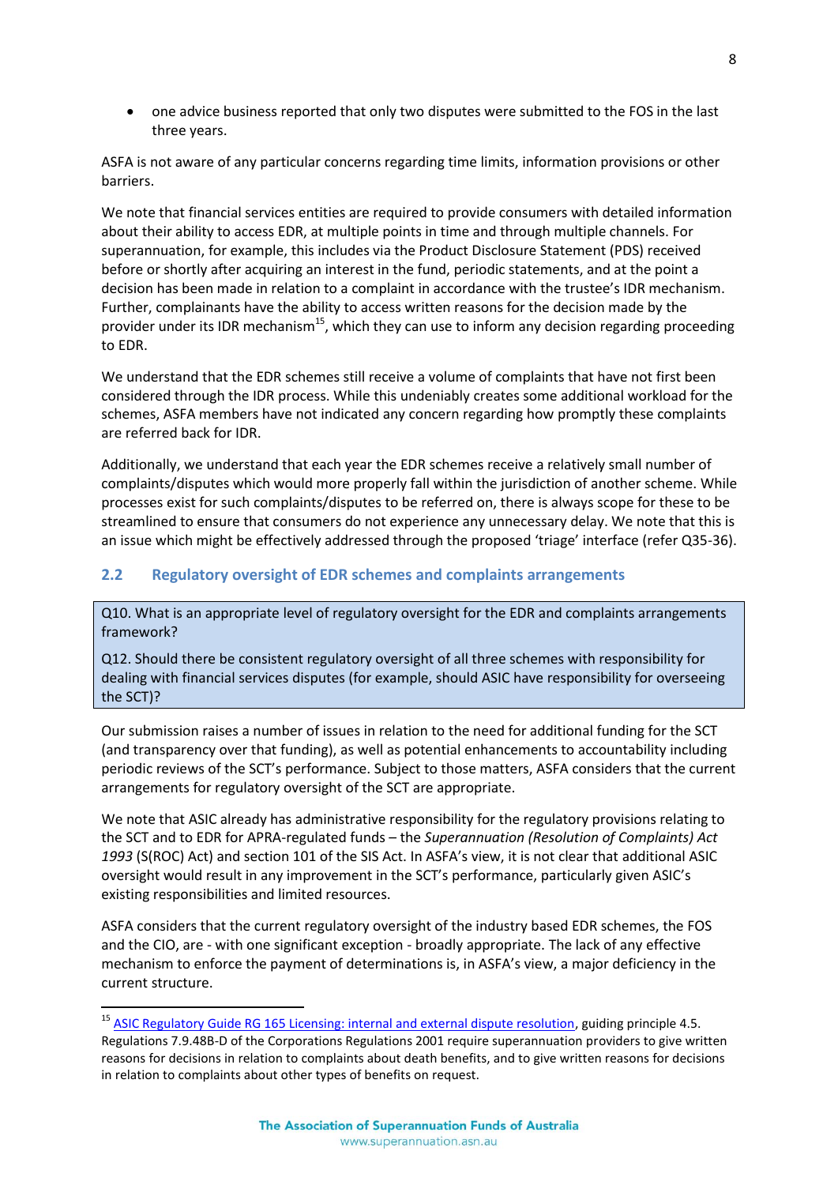- one advice business reported that only two disputes were submitted to the FOS in the last three years.

ASFA is not aware of any particular concerns regarding time limits, information provisions or other barriers.

We note that financial services entities are required to provide consumers with detailed information about their ability to access EDR, at multiple points in time and through multiple channels. For superannuation, for example, this includes via the Product Disclosure Statement (PDS) received before or shortly after acquiring an interest in the fund, periodic statements, and at the point a decision has been made in relation to a complaint in accordance with the trustee's IDR mechanism. Further, complainants have the ability to access written reasons for the decision made by the provider under its IDR mechanism[15], which they can use to inform any decision regarding proceeding to EDR.

We understand that the EDR schemes still receive a volume of complaints that have not first been considered through the IDR process. While this undeniably creates some additional workload for the schemes, ASFA members have not indicated any concern regarding how promptly these complaints are referred back for IDR.

Additionally, we understand that each year the EDR schemes receive a relatively small number of complaints/disputes which would more properly fall within the jurisdiction of another scheme. While processes exist for such complaints/disputes to be referred on, there is always scope for these to be streamlined to ensure that consumers do not experience any unnecessary delay. We note that this is an issue which might be effectively addressed through the proposed 'triage' interface (refer Q35-36).

## 2.2 Regulatory oversight of EDR schemes and complaints arrangements

> Q10. What is an appropriate level of regulatory oversight for the EDR and complaints arrangements framework?
>
> Q12. Should there be consistent regulatory oversight of all three schemes with responsibility for dealing with financial services disputes (for example, should ASIC have responsibility for overseeing the SCT)?

Our submission raises a number of issues in relation to the need for additional funding for the SCT (and transparency over that funding), as well as potential enhancements to accountability including periodic reviews of the SCT's performance. Subject to those matters, ASFA considers that the current arrangements for regulatory oversight of the SCT are appropriate.

We note that ASIC already has administrative responsibility for the regulatory provisions relating to the SCT and to EDR for APRA-regulated funds – the *Superannuation (Resolution of Complaints) Act 1993* (S(ROC) Act) and section 101 of the SIS Act. In ASFA's view, it is not clear that additional ASIC oversight would result in any improvement in the SCT's performance, particularly given ASIC's existing responsibilities and limited resources.

ASFA considers that the current regulatory oversight of the industry based EDR schemes, the FOS and the CIO, are - with one significant exception - broadly appropriate. The lack of any effective mechanism to enforce the payment of determinations is, in ASFA's view, a major deficiency in the current structure.

---

[15] ASIC Regulatory Guide RG 165 Licensing: internal and external dispute resolution, guiding principle 4.5. Regulations 7.9.48B-D of the Corporations Regulations 2001 require superannuation providers to give written reasons for decisions in relation to complaints about death benefits, and to give written reasons for decisions in relation to complaints about other types of benefits on request.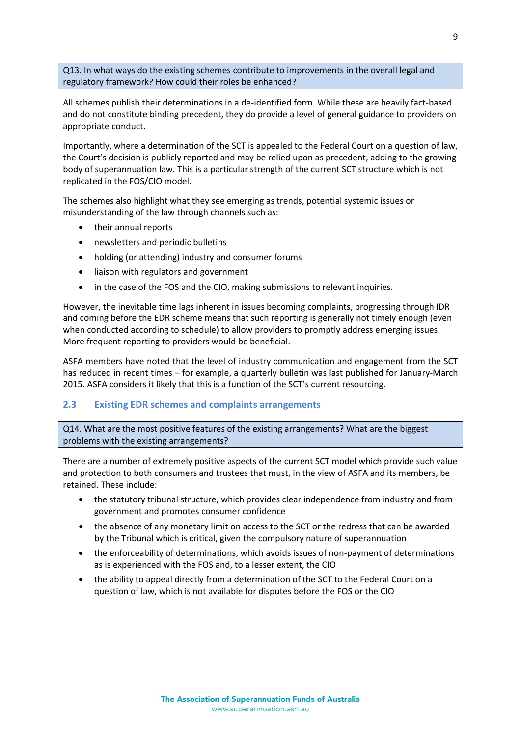**Q13. In what ways do the existing schemes contribute to improvements in the overall legal and regulatory framework? How could their roles be enhanced?**

All schemes publish their determinations in a de-identified form. While these are heavily fact-based and do not constitute binding precedent, they do provide a level of general guidance to providers on appropriate conduct.

Importantly, where a determination of the SCT is appealed to the Federal Court on a question of law, the Court's decision is publicly reported and may be relied upon as precedent, adding to the growing body of superannuation law. This is a particular strength of the current SCT structure which is not replicated in the FOS/CIO model.

The schemes also highlight what they see emerging as trends, potential systemic issues or misunderstanding of the law through channels such as:

- their annual reports
- newsletters and periodic bulletins
- holding (or attending) industry and consumer forums
- liaison with regulators and government
- in the case of the FOS and the CIO, making submissions to relevant inquiries.

However, the inevitable time lags inherent in issues becoming complaints, progressing through IDR and coming before the EDR scheme means that such reporting is generally not timely enough (even when conducted according to schedule) to allow providers to promptly address emerging issues. More frequent reporting to providers would be beneficial.

ASFA members have noted that the level of industry communication and engagement from the SCT has reduced in recent times – for example, a quarterly bulletin was last published for January-March 2015. ASFA considers it likely that this is a function of the SCT's current resourcing.

## 2.3 Existing EDR schemes and complaints arrangements

**Q14. What are the most positive features of the existing arrangements? What are the biggest problems with the existing arrangements?**

There are a number of extremely positive aspects of the current SCT model which provide such value and protection to both consumers and trustees that must, in the view of ASFA and its members, be retained. These include:

- the statutory tribunal structure, which provides clear independence from industry and from government and promotes consumer confidence
- the absence of any monetary limit on access to the SCT or the redress that can be awarded by the Tribunal which is critical, given the compulsory nature of superannuation
- the enforceability of determinations, which avoids issues of non-payment of determinations as is experienced with the FOS and, to a lesser extent, the CIO
- the ability to appeal directly from a determination of the SCT to the Federal Court on a question of law, which is not available for disputes before the FOS or the CIO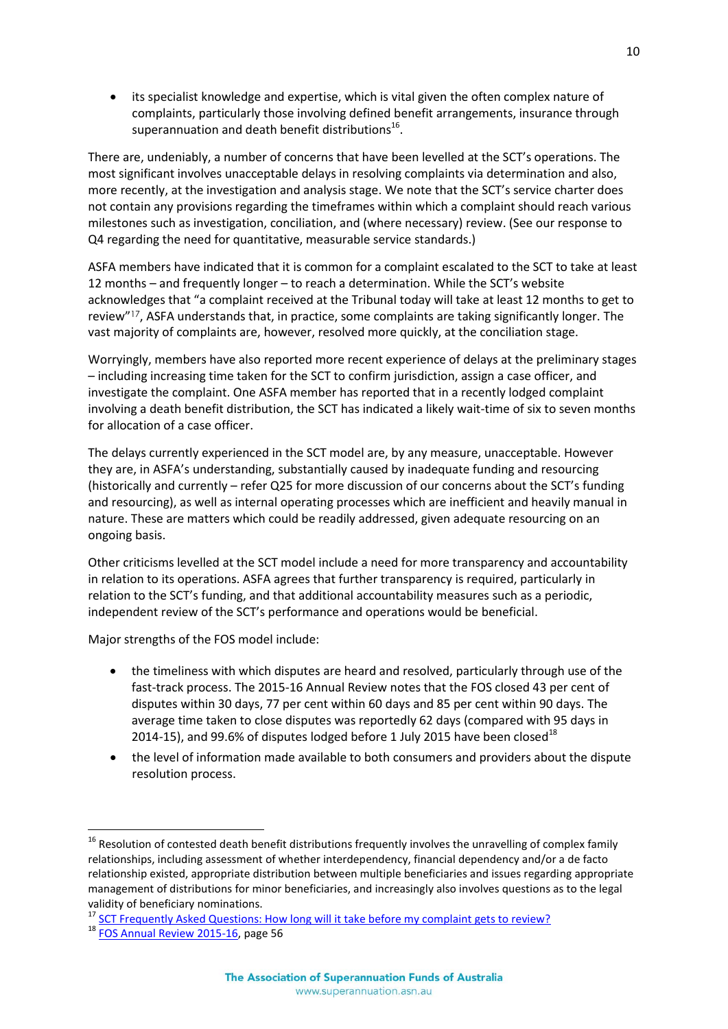- its specialist knowledge and expertise, which is vital given the often complex nature of complaints, particularly those involving defined benefit arrangements, insurance through superannuation and death benefit distributions[16].

There are, undeniably, a number of concerns that have been levelled at the SCT's operations. The most significant involves unacceptable delays in resolving complaints via determination and also, more recently, at the investigation and analysis stage. We note that the SCT's service charter does not contain any provisions regarding the timeframes within which a complaint should reach various milestones such as investigation, conciliation, and (where necessary) review. (See our response to Q4 regarding the need for quantitative, measurable service standards.)

ASFA members have indicated that it is common for a complaint escalated to the SCT to take at least 12 months – and frequently longer – to reach a determination. While the SCT's website acknowledges that "a complaint received at the Tribunal today will take at least 12 months to get to review"[17], ASFA understands that, in practice, some complaints are taking significantly longer. The vast majority of complaints are, however, resolved more quickly, at the conciliation stage.

Worryingly, members have also reported more recent experience of delays at the preliminary stages – including increasing time taken for the SCT to confirm jurisdiction, assign a case officer, and investigate the complaint. One ASFA member has reported that in a recently lodged complaint involving a death benefit distribution, the SCT has indicated a likely wait-time of six to seven months for allocation of a case officer.

The delays currently experienced in the SCT model are, by any measure, unacceptable. However they are, in ASFA's understanding, substantially caused by inadequate funding and resourcing (historically and currently – refer Q25 for more discussion of our concerns about the SCT's funding and resourcing), as well as internal operating processes which are inefficient and heavily manual in nature. These are matters which could be readily addressed, given adequate resourcing on an ongoing basis.

Other criticisms levelled at the SCT model include a need for more transparency and accountability in relation to its operations. ASFA agrees that further transparency is required, particularly in relation to the SCT's funding, and that additional accountability measures such as a periodic, independent review of the SCT's performance and operations would be beneficial.

Major strengths of the FOS model include:

- the timeliness with which disputes are heard and resolved, particularly through use of the fast-track process. The 2015-16 Annual Review notes that the FOS closed 43 per cent of disputes within 30 days, 77 per cent within 60 days and 85 per cent within 90 days. The average time taken to close disputes was reportedly 62 days (compared with 95 days in 2014-15), and 99.6% of disputes lodged before 1 July 2015 have been closed[18]
- the level of information made available to both consumers and providers about the dispute resolution process.

---

[16] Resolution of contested death benefit distributions frequently involves the unravelling of complex family relationships, including assessment of whether interdependency, financial dependency and/or a de facto relationship existed, appropriate distribution between multiple beneficiaries and issues regarding appropriate management of distributions for minor beneficiaries, and increasingly also involves questions as to the legal validity of beneficiary nominations.

[17] SCT Frequently Asked Questions: How long will it take before my complaint gets to review?

[18] FOS Annual Review 2015-16, page 56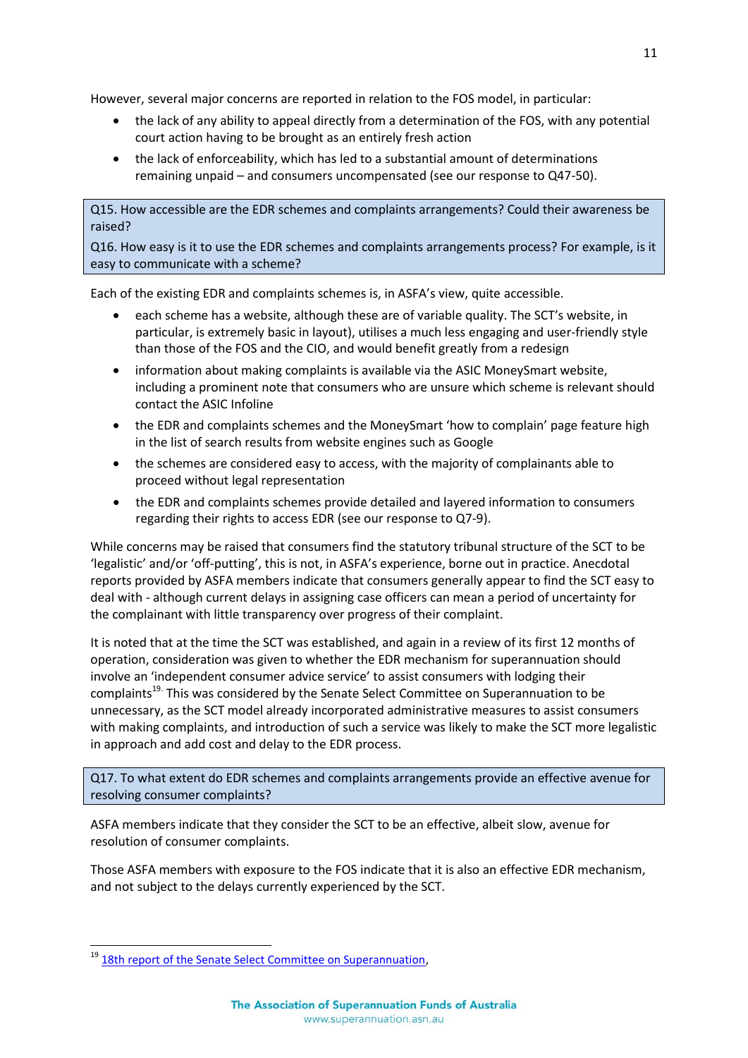However, several major concerns are reported in relation to the FOS model, in particular:

- the lack of any ability to appeal directly from a determination of the FOS, with any potential court action having to be brought as an entirely fresh action
- the lack of enforceability, which has led to a substantial amount of determinations remaining unpaid – and consumers uncompensated (see our response to Q47-50).

**Q15. How accessible are the EDR schemes and complaints arrangements? Could their awareness be raised?**

**Q16. How easy is it to use the EDR schemes and complaints arrangements process? For example, is it easy to communicate with a scheme?**

Each of the existing EDR and complaints schemes is, in ASFA's view, quite accessible.

- each scheme has a website, although these are of variable quality. The SCT's website, in particular, is extremely basic in layout), utilises a much less engaging and user-friendly style than those of the FOS and the CIO, and would benefit greatly from a redesign
- information about making complaints is available via the ASIC MoneySmart website, including a prominent note that consumers who are unsure which scheme is relevant should contact the ASIC Infoline
- the EDR and complaints schemes and the MoneySmart 'how to complain' page feature high in the list of search results from website engines such as Google
- the schemes are considered easy to access, with the majority of complainants able to proceed without legal representation
- the EDR and complaints schemes provide detailed and layered information to consumers regarding their rights to access EDR (see our response to Q7-9).

While concerns may be raised that consumers find the statutory tribunal structure of the SCT to be 'legalistic' and/or 'off-putting', this is not, in ASFA's experience, borne out in practice. Anecdotal reports provided by ASFA members indicate that consumers generally appear to find the SCT easy to deal with - although current delays in assigning case officers can mean a period of uncertainty for the complainant with little transparency over progress of their complaint.

It is noted that at the time the SCT was established, and again in a review of its first 12 months of operation, consideration was given to whether the EDR mechanism for superannuation should involve an 'independent consumer advice service' to assist consumers with lodging their complaints[19]. This was considered by the Senate Select Committee on Superannuation to be unnecessary, as the SCT model already incorporated administrative measures to assist consumers with making complaints, and introduction of such a service was likely to make the SCT more legalistic in approach and add cost and delay to the EDR process.

**Q17. To what extent do EDR schemes and complaints arrangements provide an effective avenue for resolving consumer complaints?**

ASFA members indicate that they consider the SCT to be an effective, albeit slow, avenue for resolution of consumer complaints.

Those ASFA members with exposure to the FOS indicate that it is also an effective EDR mechanism, and not subject to the delays currently experienced by the SCT.

---

[19] 18th report of the Senate Select Committee on Superannuation,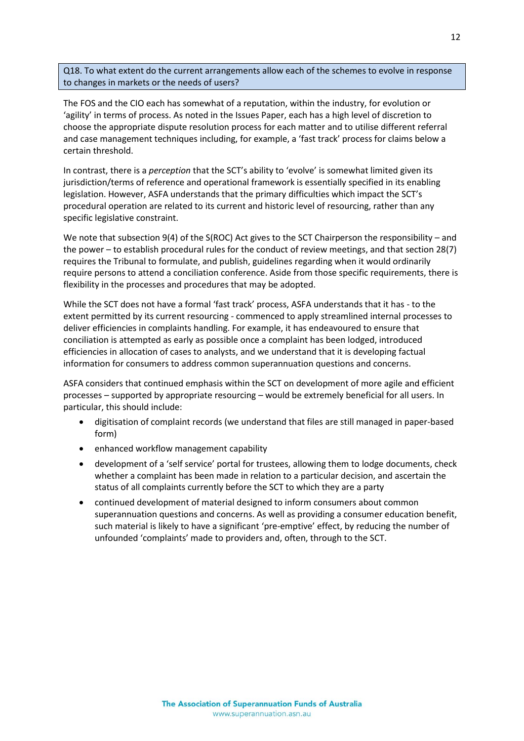**Q18. To what extent do the current arrangements allow each of the schemes to evolve in response to changes in markets or the needs of users?**

The FOS and the CIO each has somewhat of a reputation, within the industry, for evolution or 'agility' in terms of process. As noted in the Issues Paper, each has a high level of discretion to choose the appropriate dispute resolution process for each matter and to utilise different referral and case management techniques including, for example, a 'fast track' process for claims below a certain threshold.

In contrast, there is a *perception* that the SCT's ability to 'evolve' is somewhat limited given its jurisdiction/terms of reference and operational framework is essentially specified in its enabling legislation. However, ASFA understands that the primary difficulties which impact the SCT's procedural operation are related to its current and historic level of resourcing, rather than any specific legislative constraint.

We note that subsection 9(4) of the S(ROC) Act gives to the SCT Chairperson the responsibility – and the power – to establish procedural rules for the conduct of review meetings, and that section 28(7) requires the Tribunal to formulate, and publish, guidelines regarding when it would ordinarily require persons to attend a conciliation conference. Aside from those specific requirements, there is flexibility in the processes and procedures that may be adopted.

While the SCT does not have a formal 'fast track' process, ASFA understands that it has - to the extent permitted by its current resourcing - commenced to apply streamlined internal processes to deliver efficiencies in complaints handling. For example, it has endeavoured to ensure that conciliation is attempted as early as possible once a complaint has been lodged, introduced efficiencies in allocation of cases to analysts, and we understand that it is developing factual information for consumers to address common superannuation questions and concerns.

ASFA considers that continued emphasis within the SCT on development of more agile and efficient processes – supported by appropriate resourcing – would be extremely beneficial for all users. In particular, this should include:

- digitisation of complaint records (we understand that files are still managed in paper-based form)
- enhanced workflow management capability
- development of a 'self service' portal for trustees, allowing them to lodge documents, check whether a complaint has been made in relation to a particular decision, and ascertain the status of all complaints currently before the SCT to which they are a party
- continued development of material designed to inform consumers about common superannuation questions and concerns. As well as providing a consumer education benefit, such material is likely to have a significant 'pre-emptive' effect, by reducing the number of unfounded 'complaints' made to providers and, often, through to the SCT.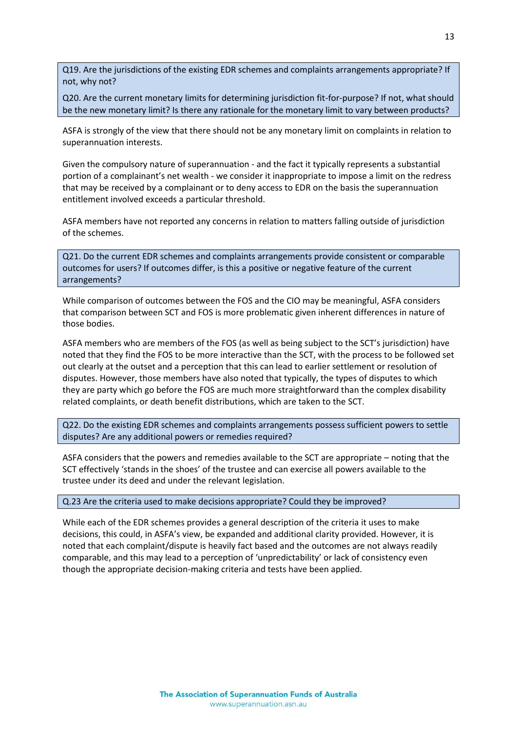**Q19. Are the jurisdictions of the existing EDR schemes and complaints arrangements appropriate? If not, why not?**

**Q20. Are the current monetary limits for determining jurisdiction fit-for-purpose? If not, what should be the new monetary limit? Is there any rationale for the monetary limit to vary between products?**

ASFA is strongly of the view that there should not be any monetary limit on complaints in relation to superannuation interests.

Given the compulsory nature of superannuation - and the fact it typically represents a substantial portion of a complainant's net wealth - we consider it inappropriate to impose a limit on the redress that may be received by a complainant or to deny access to EDR on the basis the superannuation entitlement involved exceeds a particular threshold.

ASFA members have not reported any concerns in relation to matters falling outside of jurisdiction of the schemes.

**Q21. Do the current EDR schemes and complaints arrangements provide consistent or comparable outcomes for users? If outcomes differ, is this a positive or negative feature of the current arrangements?**

While comparison of outcomes between the FOS and the CIO may be meaningful, ASFA considers that comparison between SCT and FOS is more problematic given inherent differences in nature of those bodies.

ASFA members who are members of the FOS (as well as being subject to the SCT's jurisdiction) have noted that they find the FOS to be more interactive than the SCT, with the process to be followed set out clearly at the outset and a perception that this can lead to earlier settlement or resolution of disputes. However, those members have also noted that typically, the types of disputes to which they are party which go before the FOS are much more straightforward than the complex disability related complaints, or death benefit distributions, which are taken to the SCT.

**Q22. Do the existing EDR schemes and complaints arrangements possess sufficient powers to settle disputes? Are any additional powers or remedies required?**

ASFA considers that the powers and remedies available to the SCT are appropriate – noting that the SCT effectively 'stands in the shoes' of the trustee and can exercise all powers available to the trustee under its deed and under the relevant legislation.

**Q.23 Are the criteria used to make decisions appropriate? Could they be improved?**

While each of the EDR schemes provides a general description of the criteria it uses to make decisions, this could, in ASFA's view, be expanded and additional clarity provided. However, it is noted that each complaint/dispute is heavily fact based and the outcomes are not always readily comparable, and this may lead to a perception of 'unpredictability' or lack of consistency even though the appropriate decision-making criteria and tests have been applied.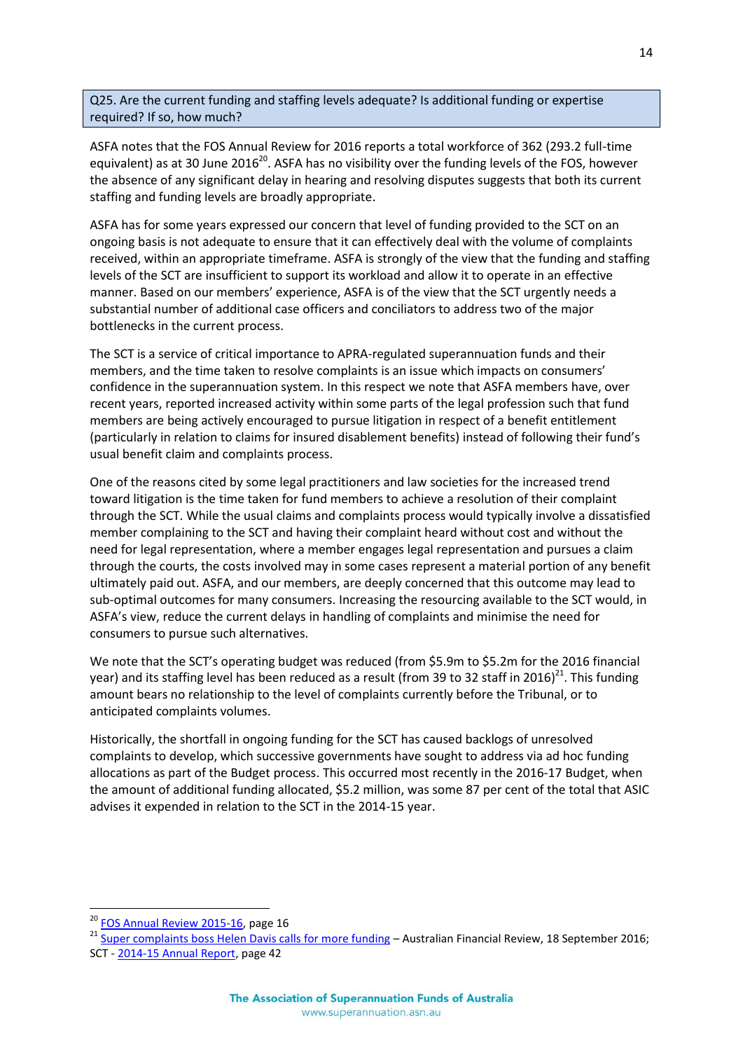**Q25. Are the current funding and staffing levels adequate? Is additional funding or expertise required? If so, how much?**

ASFA notes that the FOS Annual Review for 2016 reports a total workforce of 362 (293.2 full-time equivalent) as at 30 June 2016[20]. ASFA has no visibility over the funding levels of the FOS, however the absence of any significant delay in hearing and resolving disputes suggests that both its current staffing and funding levels are broadly appropriate.

ASFA has for some years expressed our concern that level of funding provided to the SCT on an ongoing basis is not adequate to ensure that it can effectively deal with the volume of complaints received, within an appropriate timeframe. ASFA is strongly of the view that the funding and staffing levels of the SCT are insufficient to support its workload and allow it to operate in an effective manner. Based on our members' experience, ASFA is of the view that the SCT urgently needs a substantial number of additional case officers and conciliators to address two of the major bottlenecks in the current process.

The SCT is a service of critical importance to APRA-regulated superannuation funds and their members, and the time taken to resolve complaints is an issue which impacts on consumers' confidence in the superannuation system. In this respect we note that ASFA members have, over recent years, reported increased activity within some parts of the legal profession such that fund members are being actively encouraged to pursue litigation in respect of a benefit entitlement (particularly in relation to claims for insured disablement benefits) instead of following their fund's usual benefit claim and complaints process.

One of the reasons cited by some legal practitioners and law societies for the increased trend toward litigation is the time taken for fund members to achieve a resolution of their complaint through the SCT. While the usual claims and complaints process would typically involve a dissatisfied member complaining to the SCT and having their complaint heard without cost and without the need for legal representation, where a member engages legal representation and pursues a claim through the courts, the costs involved may in some cases represent a material portion of any benefit ultimately paid out. ASFA, and our members, are deeply concerned that this outcome may lead to sub-optimal outcomes for many consumers. Increasing the resourcing available to the SCT would, in ASFA's view, reduce the current delays in handling of complaints and minimise the need for consumers to pursue such alternatives.

We note that the SCT's operating budget was reduced (from $5.9m to $5.2m for the 2016 financial year) and its staffing level has been reduced as a result (from 39 to 32 staff in 2016)[21]. This funding amount bears no relationship to the level of complaints currently before the Tribunal, or to anticipated complaints volumes.

Historically, the shortfall in ongoing funding for the SCT has caused backlogs of unresolved complaints to develop, which successive governments have sought to address via ad hoc funding allocations as part of the Budget process. This occurred most recently in the 2016-17 Budget, when the amount of additional funding allocated, $5.2 million, was some 87 per cent of the total that ASIC advises it expended in relation to the SCT in the 2014-15 year.

---

[20] FOS Annual Review 2015-16, page 16

[21] Super complaints boss Helen Davis calls for more funding – Australian Financial Review, 18 September 2016; SCT - 2014-15 Annual Report, page 42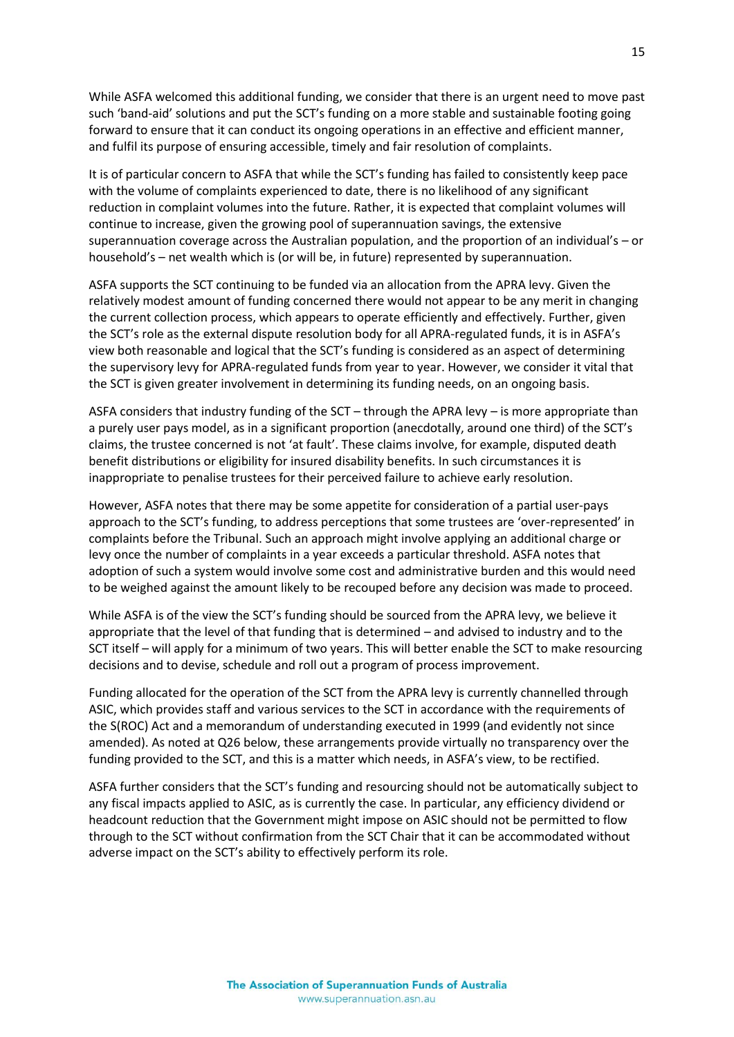While ASFA welcomed this additional funding, we consider that there is an urgent need to move past such 'band-aid' solutions and put the SCT's funding on a more stable and sustainable footing going forward to ensure that it can conduct its ongoing operations in an effective and efficient manner, and fulfil its purpose of ensuring accessible, timely and fair resolution of complaints.

It is of particular concern to ASFA that while the SCT's funding has failed to consistently keep pace with the volume of complaints experienced to date, there is no likelihood of any significant reduction in complaint volumes into the future. Rather, it is expected that complaint volumes will continue to increase, given the growing pool of superannuation savings, the extensive superannuation coverage across the Australian population, and the proportion of an individual's – or household's – net wealth which is (or will be, in future) represented by superannuation.

ASFA supports the SCT continuing to be funded via an allocation from the APRA levy. Given the relatively modest amount of funding concerned there would not appear to be any merit in changing the current collection process, which appears to operate efficiently and effectively. Further, given the SCT's role as the external dispute resolution body for all APRA-regulated funds, it is in ASFA's view both reasonable and logical that the SCT's funding is considered as an aspect of determining the supervisory levy for APRA-regulated funds from year to year. However, we consider it vital that the SCT is given greater involvement in determining its funding needs, on an ongoing basis.

ASFA considers that industry funding of the SCT – through the APRA levy – is more appropriate than a purely user pays model, as in a significant proportion (anecdotally, around one third) of the SCT's claims, the trustee concerned is not 'at fault'. These claims involve, for example, disputed death benefit distributions or eligibility for insured disability benefits. In such circumstances it is inappropriate to penalise trustees for their perceived failure to achieve early resolution.

However, ASFA notes that there may be some appetite for consideration of a partial user-pays approach to the SCT's funding, to address perceptions that some trustees are 'over-represented' in complaints before the Tribunal. Such an approach might involve applying an additional charge or levy once the number of complaints in a year exceeds a particular threshold. ASFA notes that adoption of such a system would involve some cost and administrative burden and this would need to be weighed against the amount likely to be recouped before any decision was made to proceed.

While ASFA is of the view the SCT's funding should be sourced from the APRA levy, we believe it appropriate that the level of that funding that is determined – and advised to industry and to the SCT itself – will apply for a minimum of two years. This will better enable the SCT to make resourcing decisions and to devise, schedule and roll out a program of process improvement.

Funding allocated for the operation of the SCT from the APRA levy is currently channelled through ASIC, which provides staff and various services to the SCT in accordance with the requirements of the S(ROC) Act and a memorandum of understanding executed in 1999 (and evidently not since amended). As noted at Q26 below, these arrangements provide virtually no transparency over the funding provided to the SCT, and this is a matter which needs, in ASFA's view, to be rectified.

ASFA further considers that the SCT's funding and resourcing should not be automatically subject to any fiscal impacts applied to ASIC, as is currently the case. In particular, any efficiency dividend or headcount reduction that the Government might impose on ASIC should not be permitted to flow through to the SCT without confirmation from the SCT Chair that it can be accommodated without adverse impact on the SCT's ability to effectively perform its role.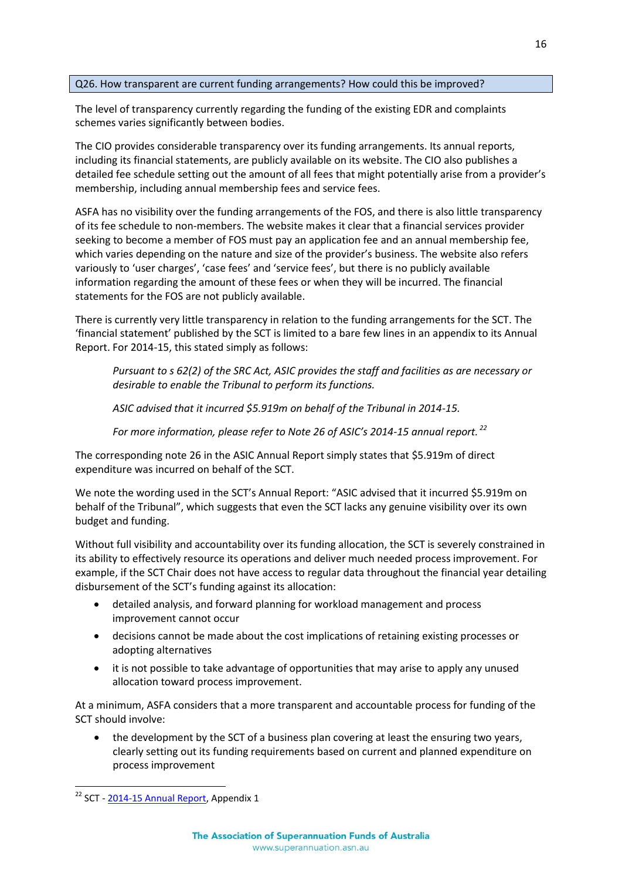## Q26. How transparent are current funding arrangements? How could this be improved?

The level of transparency currently regarding the funding of the existing EDR and complaints schemes varies significantly between bodies.

The CIO provides considerable transparency over its funding arrangements. Its annual reports, including its financial statements, are publicly available on its website. The CIO also publishes a detailed fee schedule setting out the amount of all fees that might potentially arise from a provider's membership, including annual membership fees and service fees.

ASFA has no visibility over the funding arrangements of the FOS, and there is also little transparency of its fee schedule to non-members. The website makes it clear that a financial services provider seeking to become a member of FOS must pay an application fee and an annual membership fee, which varies depending on the nature and size of the provider's business. The website also refers variously to 'user charges', 'case fees' and 'service fees', but there is no publicly available information regarding the amount of these fees or when they will be incurred. The financial statements for the FOS are not publicly available.

There is currently very little transparency in relation to the funding arrangements for the SCT. The 'financial statement' published by the SCT is limited to a bare few lines in an appendix to its Annual Report. For 2014-15, this stated simply as follows:

> *Pursuant to s 62(2) of the SRC Act, ASIC provides the staff and facilities as are necessary or desirable to enable the Tribunal to perform its functions.*
>
> *ASIC advised that it incurred $5.919m on behalf of the Tribunal in 2014-15.*
>
> *For more information, please refer to Note 26 of ASIC's 2014-15 annual report.*[22]

The corresponding note 26 in the ASIC Annual Report simply states that $5.919m of direct expenditure was incurred on behalf of the SCT.

We note the wording used in the SCT's Annual Report: "ASIC advised that it incurred $5.919m on behalf of the Tribunal", which suggests that even the SCT lacks any genuine visibility over its own budget and funding.

Without full visibility and accountability over its funding allocation, the SCT is severely constrained in its ability to effectively resource its operations and deliver much needed process improvement. For example, if the SCT Chair does not have access to regular data throughout the financial year detailing disbursement of the SCT's funding against its allocation:

- detailed analysis, and forward planning for workload management and process improvement cannot occur
- decisions cannot be made about the cost implications of retaining existing processes or adopting alternatives
- it is not possible to take advantage of opportunities that may arise to apply any unused allocation toward process improvement.

At a minimum, ASFA considers that a more transparent and accountable process for funding of the SCT should involve:

- the development by the SCT of a business plan covering at least the ensuring two years, clearly setting out its funding requirements based on current and planned expenditure on process improvement

---

[22] SCT - 2014-15 Annual Report, Appendix 1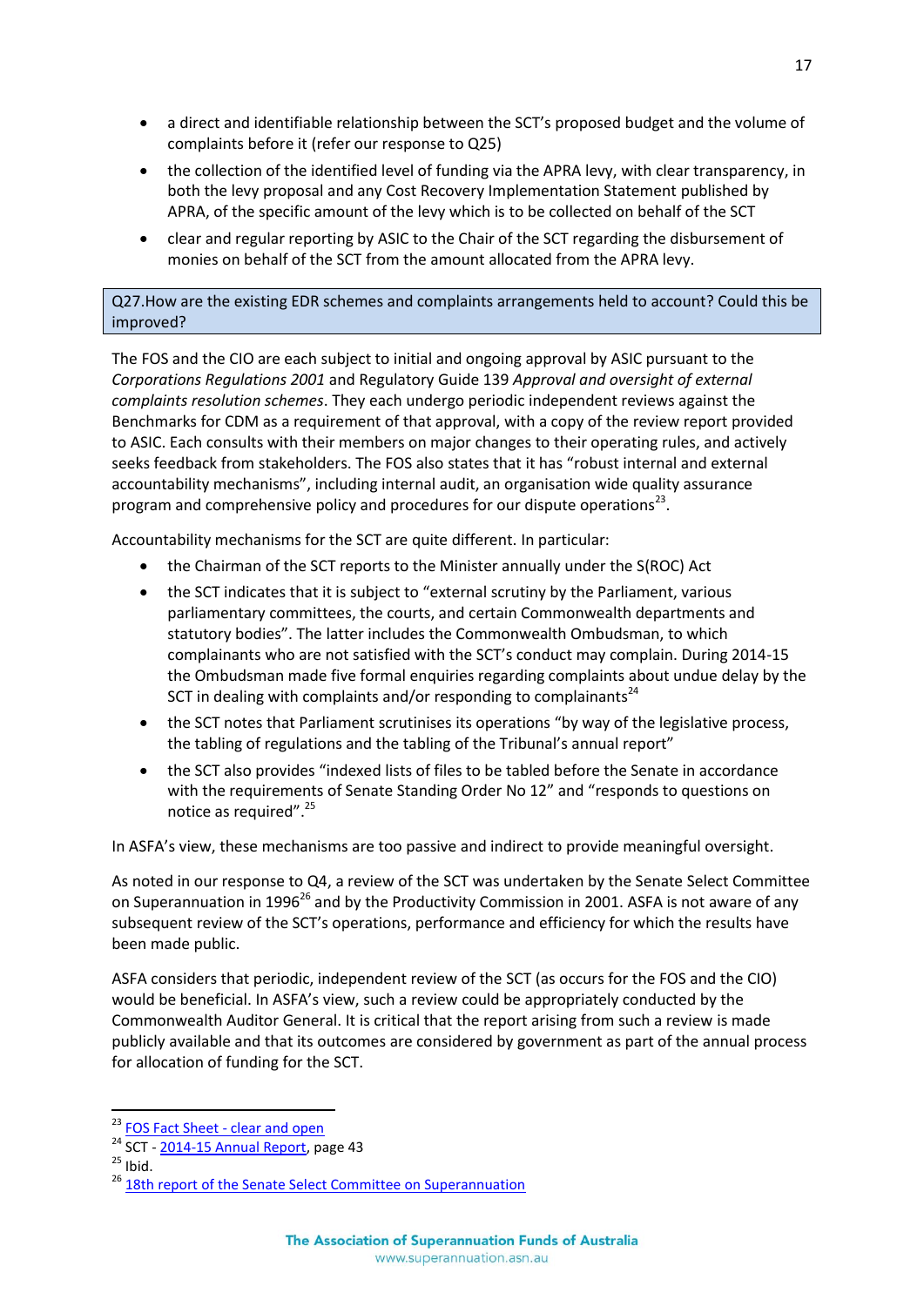- a direct and identifiable relationship between the SCT's proposed budget and the volume of complaints before it (refer our response to Q25)
- the collection of the identified level of funding via the APRA levy, with clear transparency, in both the levy proposal and any Cost Recovery Implementation Statement published by APRA, of the specific amount of the levy which is to be collected on behalf of the SCT
- clear and regular reporting by ASIC to the Chair of the SCT regarding the disbursement of monies on behalf of the SCT from the amount allocated from the APRA levy.

**Q27.How are the existing EDR schemes and complaints arrangements held to account? Could this be improved?**

The FOS and the CIO are each subject to initial and ongoing approval by ASIC pursuant to the *Corporations Regulations 2001* and Regulatory Guide 139 *Approval and oversight of external complaints resolution schemes*. They each undergo periodic independent reviews against the Benchmarks for CDM as a requirement of that approval, with a copy of the review report provided to ASIC. Each consults with their members on major changes to their operating rules, and actively seeks feedback from stakeholders. The FOS also states that it has "robust internal and external accountability mechanisms", including internal audit, an organisation wide quality assurance program and comprehensive policy and procedures for our dispute operations[23].

Accountability mechanisms for the SCT are quite different. In particular:

- the Chairman of the SCT reports to the Minister annually under the S(ROC) Act
- the SCT indicates that it is subject to "external scrutiny by the Parliament, various parliamentary committees, the courts, and certain Commonwealth departments and statutory bodies". The latter includes the Commonwealth Ombudsman, to which complainants who are not satisfied with the SCT's conduct may complain. During 2014-15 the Ombudsman made five formal enquiries regarding complaints about undue delay by the SCT in dealing with complaints and/or responding to complainants[24]
- the SCT notes that Parliament scrutinises its operations "by way of the legislative process, the tabling of regulations and the tabling of the Tribunal's annual report"
- the SCT also provides "indexed lists of files to be tabled before the Senate in accordance with the requirements of Senate Standing Order No 12" and "responds to questions on notice as required".[25]

In ASFA's view, these mechanisms are too passive and indirect to provide meaningful oversight.

As noted in our response to Q4, a review of the SCT was undertaken by the Senate Select Committee on Superannuation in 1996[26] and by the Productivity Commission in 2001. ASFA is not aware of any subsequent review of the SCT's operations, performance and efficiency for which the results have been made public.

ASFA considers that periodic, independent review of the SCT (as occurs for the FOS and the CIO) would be beneficial. In ASFA's view, such a review could be appropriately conducted by the Commonwealth Auditor General. It is critical that the report arising from such a review is made publicly available and that its outcomes are considered by government as part of the annual process for allocation of funding for the SCT.

---

[23] FOS Fact Sheet - clear and open

[24] SCT - 2014-15 Annual Report, page 43

[25] Ibid.

[26] 18th report of the Senate Select Committee on Superannuation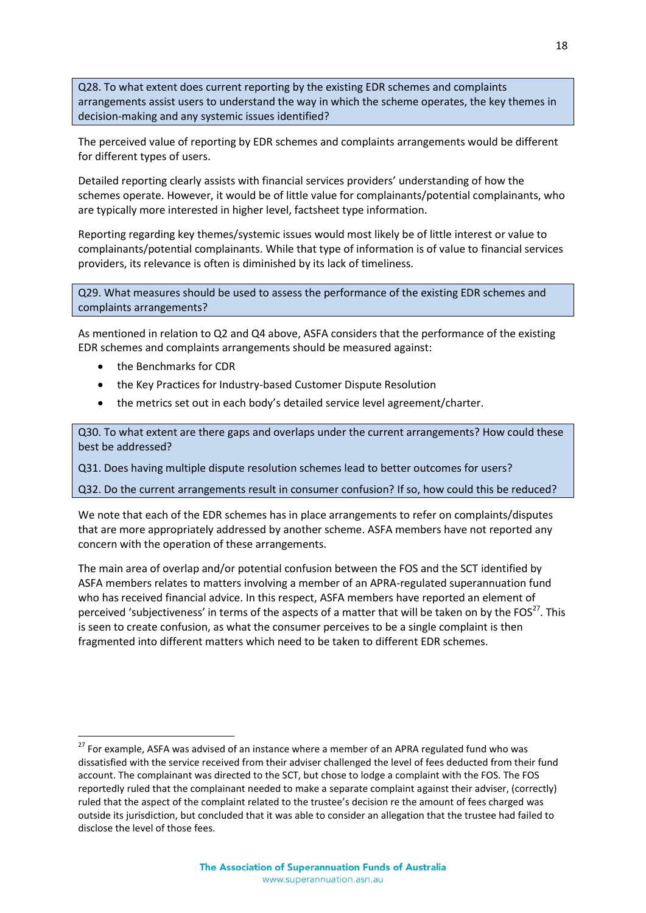**Q28. To what extent does current reporting by the existing EDR schemes and complaints arrangements assist users to understand the way in which the scheme operates, the key themes in decision-making and any systemic issues identified?**

The perceived value of reporting by EDR schemes and complaints arrangements would be different for different types of users.

Detailed reporting clearly assists with financial services providers' understanding of how the schemes operate. However, it would be of little value for complainants/potential complainants, who are typically more interested in higher level, factsheet type information.

Reporting regarding key themes/systemic issues would most likely be of little interest or value to complainants/potential complainants. While that type of information is of value to financial services providers, its relevance is often is diminished by its lack of timeliness.

**Q29. What measures should be used to assess the performance of the existing EDR schemes and complaints arrangements?**

As mentioned in relation to Q2 and Q4 above, ASFA considers that the performance of the existing EDR schemes and complaints arrangements should be measured against:

- the Benchmarks for CDR
- the Key Practices for Industry-based Customer Dispute Resolution
- the metrics set out in each body's detailed service level agreement/charter.

**Q30. To what extent are there gaps and overlaps under the current arrangements? How could these best be addressed?**

**Q31. Does having multiple dispute resolution schemes lead to better outcomes for users?**

**Q32. Do the current arrangements result in consumer confusion? If so, how could this be reduced?**

We note that each of the EDR schemes has in place arrangements to refer on complaints/disputes that are more appropriately addressed by another scheme. ASFA members have not reported any concern with the operation of these arrangements.

The main area of overlap and/or potential confusion between the FOS and the SCT identified by ASFA members relates to matters involving a member of an APRA-regulated superannuation fund who has received financial advice. In this respect, ASFA members have reported an element of perceived 'subjectiveness' in terms of the aspects of a matter that will be taken on by the FOS[27]. This is seen to create confusion, as what the consumer perceives to be a single complaint is then fragmented into different matters which need to be taken to different EDR schemes.

[27] For example, ASFA was advised of an instance where a member of an APRA regulated fund who was dissatisfied with the service received from their adviser challenged the level of fees deducted from their fund account. The complainant was directed to the SCT, but chose to lodge a complaint with the FOS. The FOS reportedly ruled that the complainant needed to make a separate complaint against their adviser, (correctly) ruled that the aspect of the complaint related to the trustee's decision re the amount of fees charged was outside its jurisdiction, but concluded that it was able to consider an allegation that the trustee had failed to disclose the level of those fees.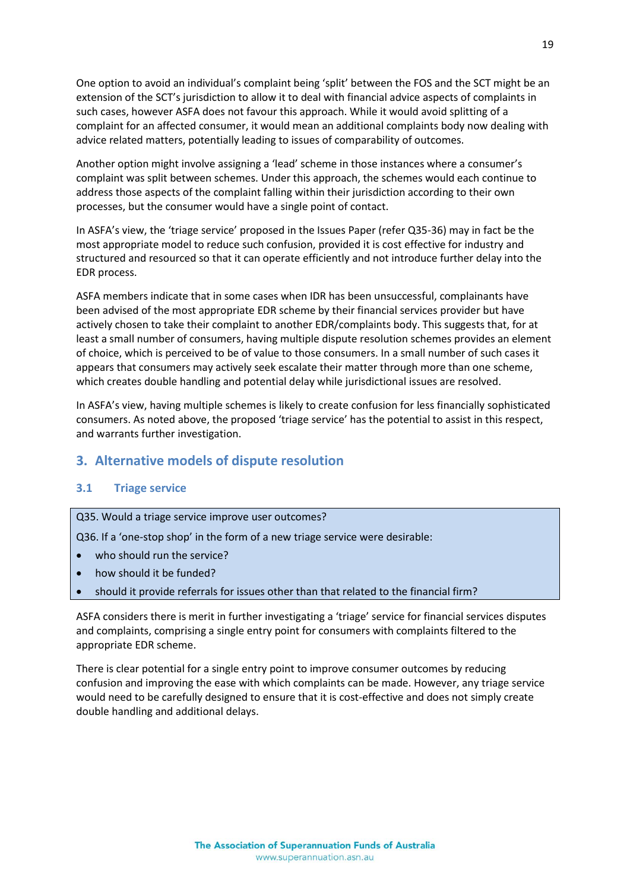One option to avoid an individual's complaint being 'split' between the FOS and the SCT might be an extension of the SCT's jurisdiction to allow it to deal with financial advice aspects of complaints in such cases, however ASFA does not favour this approach. While it would avoid splitting of a complaint for an affected consumer, it would mean an additional complaints body now dealing with advice related matters, potentially leading to issues of comparability of outcomes.

Another option might involve assigning a 'lead' scheme in those instances where a consumer's complaint was split between schemes. Under this approach, the schemes would each continue to address those aspects of the complaint falling within their jurisdiction according to their own processes, but the consumer would have a single point of contact.

In ASFA's view, the 'triage service' proposed in the Issues Paper (refer Q35-36) may in fact be the most appropriate model to reduce such confusion, provided it is cost effective for industry and structured and resourced so that it can operate efficiently and not introduce further delay into the EDR process.

ASFA members indicate that in some cases when IDR has been unsuccessful, complainants have been advised of the most appropriate EDR scheme by their financial services provider but have actively chosen to take their complaint to another EDR/complaints body. This suggests that, for at least a small number of consumers, having multiple dispute resolution schemes provides an element of choice, which is perceived to be of value to those consumers. In a small number of such cases it appears that consumers may actively seek escalate their matter through more than one scheme, which creates double handling and potential delay while jurisdictional issues are resolved.

In ASFA's view, having multiple schemes is likely to create confusion for less financially sophisticated consumers. As noted above, the proposed 'triage service' has the potential to assist in this respect, and warrants further investigation.

## 3. Alternative models of dispute resolution

### 3.1 Triage service

Q35. Would a triage service improve user outcomes?

Q36. If a 'one-stop shop' in the form of a new triage service were desirable:

- who should run the service?
- how should it be funded?
- should it provide referrals for issues other than that related to the financial firm?

ASFA considers there is merit in further investigating a 'triage' service for financial services disputes and complaints, comprising a single entry point for consumers with complaints filtered to the appropriate EDR scheme.

There is clear potential for a single entry point to improve consumer outcomes by reducing confusion and improving the ease with which complaints can be made. However, any triage service would need to be carefully designed to ensure that it is cost-effective and does not simply create double handling and additional delays.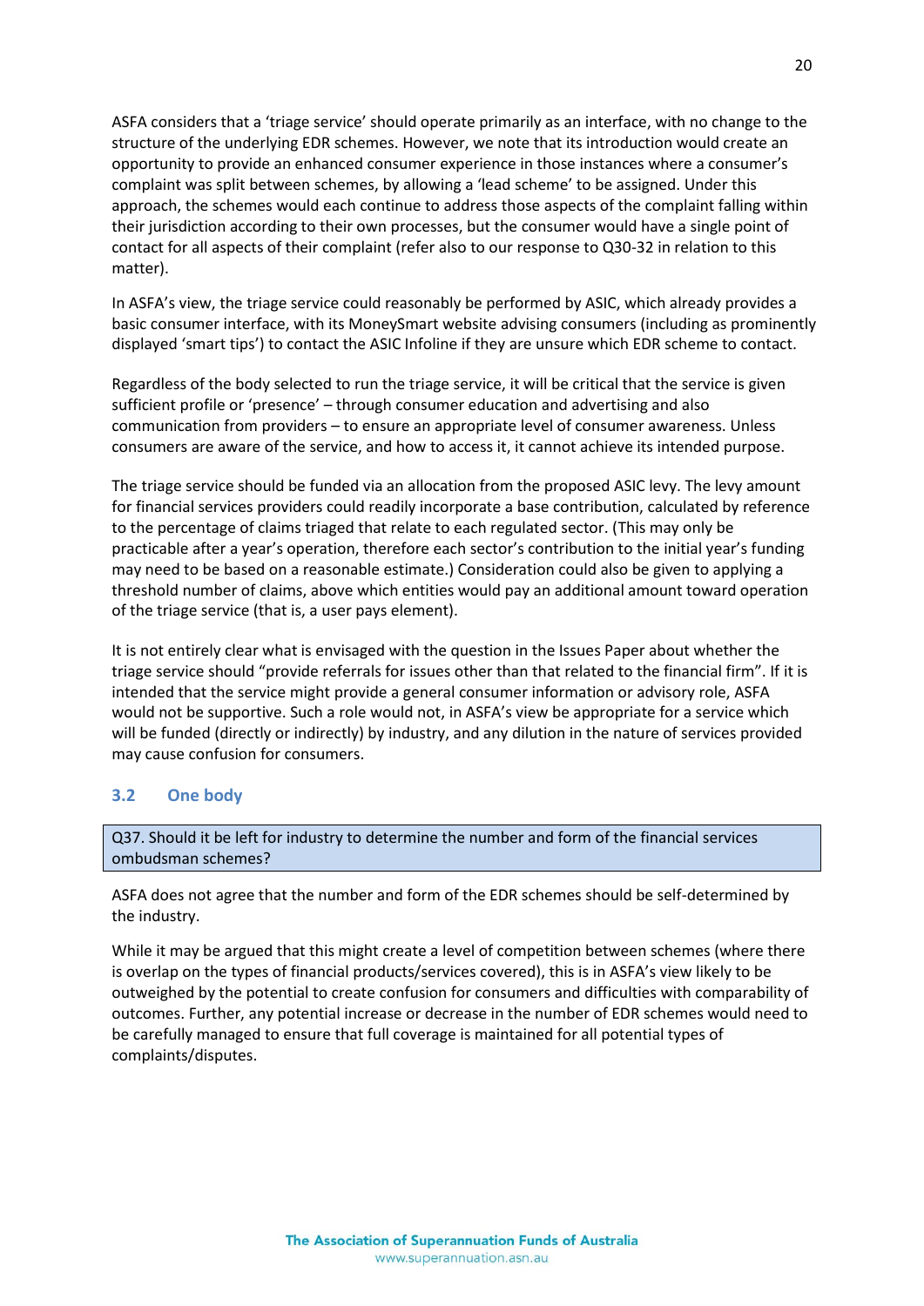ASFA considers that a 'triage service' should operate primarily as an interface, with no change to the structure of the underlying EDR schemes. However, we note that its introduction would create an opportunity to provide an enhanced consumer experience in those instances where a consumer's complaint was split between schemes, by allowing a 'lead scheme' to be assigned. Under this approach, the schemes would each continue to address those aspects of the complaint falling within their jurisdiction according to their own processes, but the consumer would have a single point of contact for all aspects of their complaint (refer also to our response to Q30-32 in relation to this matter).

In ASFA's view, the triage service could reasonably be performed by ASIC, which already provides a basic consumer interface, with its MoneySmart website advising consumers (including as prominently displayed 'smart tips') to contact the ASIC Infoline if they are unsure which EDR scheme to contact.

Regardless of the body selected to run the triage service, it will be critical that the service is given sufficient profile or 'presence' – through consumer education and advertising and also communication from providers – to ensure an appropriate level of consumer awareness. Unless consumers are aware of the service, and how to access it, it cannot achieve its intended purpose.

The triage service should be funded via an allocation from the proposed ASIC levy. The levy amount for financial services providers could readily incorporate a base contribution, calculated by reference to the percentage of claims triaged that relate to each regulated sector. (This may only be practicable after a year's operation, therefore each sector's contribution to the initial year's funding may need to be based on a reasonable estimate.) Consideration could also be given to applying a threshold number of claims, above which entities would pay an additional amount toward operation of the triage service (that is, a user pays element).

It is not entirely clear what is envisaged with the question in the Issues Paper about whether the triage service should "provide referrals for issues other than that related to the financial firm". If it is intended that the service might provide a general consumer information or advisory role, ASFA would not be supportive. Such a role would not, in ASFA's view be appropriate for a service which will be funded (directly or indirectly) by industry, and any dilution in the nature of services provided may cause confusion for consumers.

## 3.2 One body

Q37. Should it be left for industry to determine the number and form of the financial services ombudsman schemes?

ASFA does not agree that the number and form of the EDR schemes should be self-determined by the industry.

While it may be argued that this might create a level of competition between schemes (where there is overlap on the types of financial products/services covered), this is in ASFA's view likely to be outweighed by the potential to create confusion for consumers and difficulties with comparability of outcomes. Further, any potential increase or decrease in the number of EDR schemes would need to be carefully managed to ensure that full coverage is maintained for all potential types of complaints/disputes.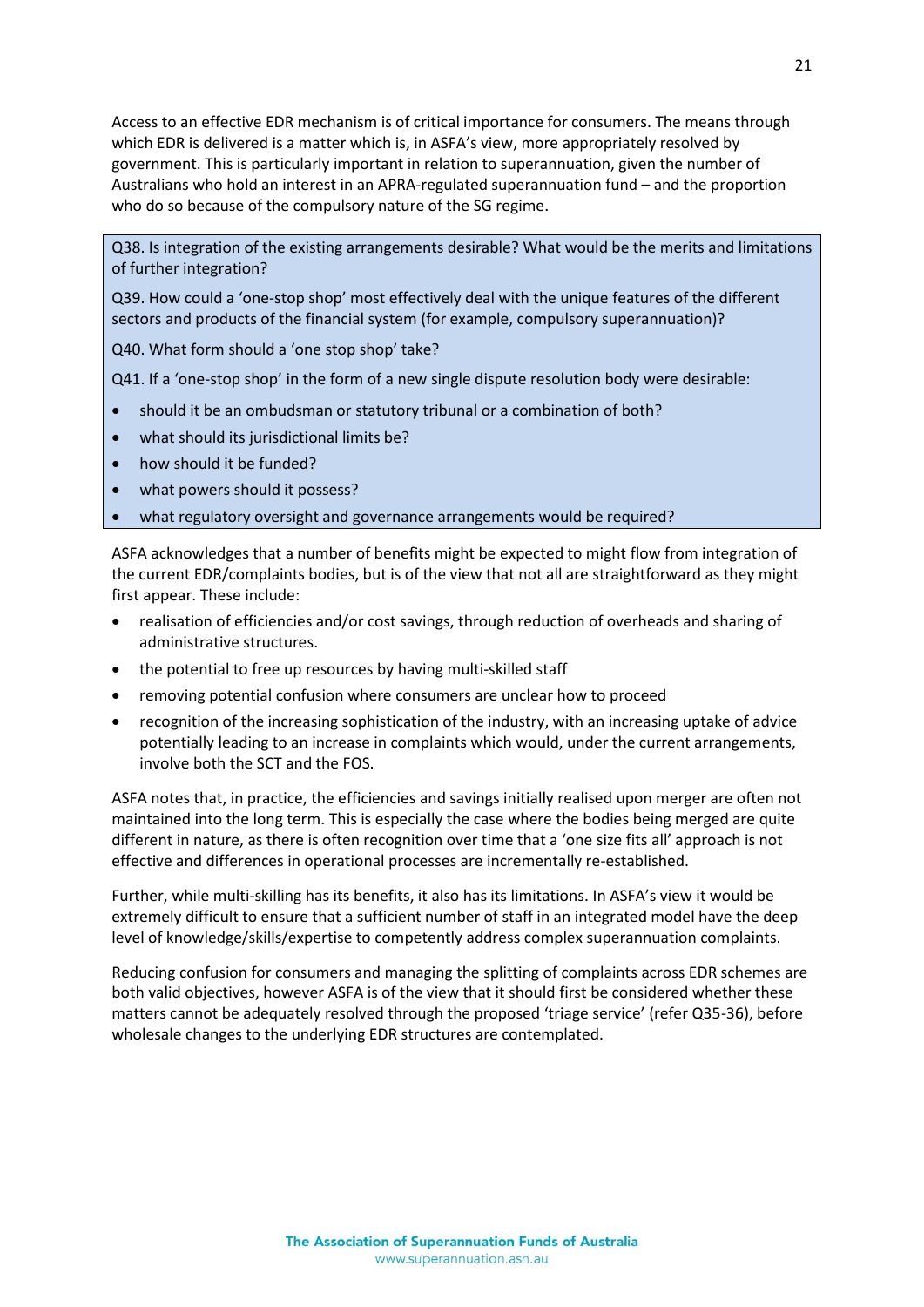Access to an effective EDR mechanism is of critical importance for consumers. The means through which EDR is delivered is a matter which is, in ASFA's view, more appropriately resolved by government. This is particularly important in relation to superannuation, given the number of Australians who hold an interest in an APRA-regulated superannuation fund – and the proportion who do so because of the compulsory nature of the SG regime.

> Q38. Is integration of the existing arrangements desirable? What would be the merits and limitations of further integration?
>
> Q39. How could a 'one-stop shop' most effectively deal with the unique features of the different sectors and products of the financial system (for example, compulsory superannuation)?
>
> Q40. What form should a 'one stop shop' take?
>
> Q41. If a 'one-stop shop' in the form of a new single dispute resolution body were desirable:
>
> - should it be an ombudsman or statutory tribunal or a combination of both?
> - what should its jurisdictional limits be?
> - how should it be funded?
> - what powers should it possess?
> - what regulatory oversight and governance arrangements would be required?

ASFA acknowledges that a number of benefits might be expected to might flow from integration of the current EDR/complaints bodies, but is of the view that not all are straightforward as they might first appear. These include:

- realisation of efficiencies and/or cost savings, through reduction of overheads and sharing of administrative structures.
- the potential to free up resources by having multi-skilled staff
- removing potential confusion where consumers are unclear how to proceed
- recognition of the increasing sophistication of the industry, with an increasing uptake of advice potentially leading to an increase in complaints which would, under the current arrangements, involve both the SCT and the FOS.

ASFA notes that, in practice, the efficiencies and savings initially realised upon merger are often not maintained into the long term. This is especially the case where the bodies being merged are quite different in nature, as there is often recognition over time that a 'one size fits all' approach is not effective and differences in operational processes are incrementally re-established.

Further, while multi-skilling has its benefits, it also has its limitations. In ASFA's view it would be extremely difficult to ensure that a sufficient number of staff in an integrated model have the deep level of knowledge/skills/expertise to competently address complex superannuation complaints.

Reducing confusion for consumers and managing the splitting of complaints across EDR schemes are both valid objectives, however ASFA is of the view that it should first be considered whether these matters cannot be adequately resolved through the proposed 'triage service' (refer Q35-36), before wholesale changes to the underlying EDR structures are contemplated.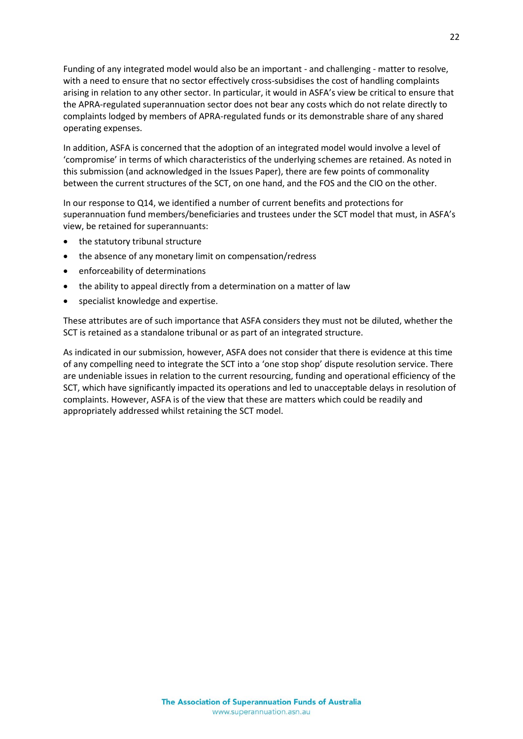Funding of any integrated model would also be an important - and challenging - matter to resolve, with a need to ensure that no sector effectively cross-subsidises the cost of handling complaints arising in relation to any other sector. In particular, it would in ASFA's view be critical to ensure that the APRA-regulated superannuation sector does not bear any costs which do not relate directly to complaints lodged by members of APRA-regulated funds or its demonstrable share of any shared operating expenses.

In addition, ASFA is concerned that the adoption of an integrated model would involve a level of 'compromise' in terms of which characteristics of the underlying schemes are retained. As noted in this submission (and acknowledged in the Issues Paper), there are few points of commonality between the current structures of the SCT, on one hand, and the FOS and the CIO on the other.

In our response to Q14, we identified a number of current benefits and protections for superannuation fund members/beneficiaries and trustees under the SCT model that must, in ASFA's view, be retained for superannuants:

- the statutory tribunal structure
- the absence of any monetary limit on compensation/redress
- enforceability of determinations
- the ability to appeal directly from a determination on a matter of law
- specialist knowledge and expertise.

These attributes are of such importance that ASFA considers they must not be diluted, whether the SCT is retained as a standalone tribunal or as part of an integrated structure.

As indicated in our submission, however, ASFA does not consider that there is evidence at this time of any compelling need to integrate the SCT into a 'one stop shop' dispute resolution service. There are undeniable issues in relation to the current resourcing, funding and operational efficiency of the SCT, which have significantly impacted its operations and led to unacceptable delays in resolution of complaints. However, ASFA is of the view that these are matters which could be readily and appropriately addressed whilst retaining the SCT model.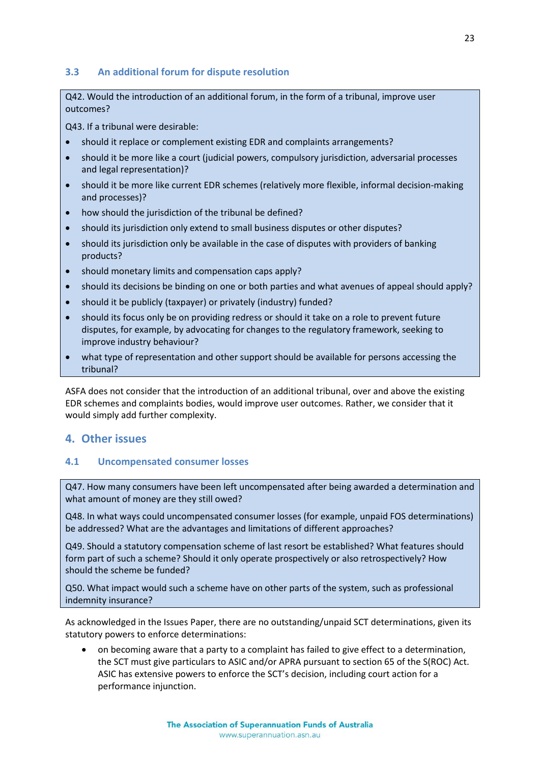### 3.3 An additional forum for dispute resolution

Q42. Would the introduction of an additional forum, in the form of a tribunal, improve user outcomes?

Q43. If a tribunal were desirable:

- should it replace or complement existing EDR and complaints arrangements?
- should it be more like a court (judicial powers, compulsory jurisdiction, adversarial processes and legal representation)?
- should it be more like current EDR schemes (relatively more flexible, informal decision-making and processes)?
- how should the jurisdiction of the tribunal be defined?
- should its jurisdiction only extend to small business disputes or other disputes?
- should its jurisdiction only be available in the case of disputes with providers of banking products?
- should monetary limits and compensation caps apply?
- should its decisions be binding on one or both parties and what avenues of appeal should apply?
- should it be publicly (taxpayer) or privately (industry) funded?
- should its focus only be on providing redress or should it take on a role to prevent future disputes, for example, by advocating for changes to the regulatory framework, seeking to improve industry behaviour?
- what type of representation and other support should be available for persons accessing the tribunal?

ASFA does not consider that the introduction of an additional tribunal, over and above the existing EDR schemes and complaints bodies, would improve user outcomes. Rather, we consider that it would simply add further complexity.

## 4. Other issues

### 4.1 Uncompensated consumer losses

Q47. How many consumers have been left uncompensated after being awarded a determination and what amount of money are they still owed?

Q48. In what ways could uncompensated consumer losses (for example, unpaid FOS determinations) be addressed? What are the advantages and limitations of different approaches?

Q49. Should a statutory compensation scheme of last resort be established? What features should form part of such a scheme? Should it only operate prospectively or also retrospectively? How should the scheme be funded?

Q50. What impact would such a scheme have on other parts of the system, such as professional indemnity insurance?

As acknowledged in the Issues Paper, there are no outstanding/unpaid SCT determinations, given its statutory powers to enforce determinations:

- on becoming aware that a party to a complaint has failed to give effect to a determination, the SCT must give particulars to ASIC and/or APRA pursuant to section 65 of the S(ROC) Act. ASIC has extensive powers to enforce the SCT's decision, including court action for a performance injunction.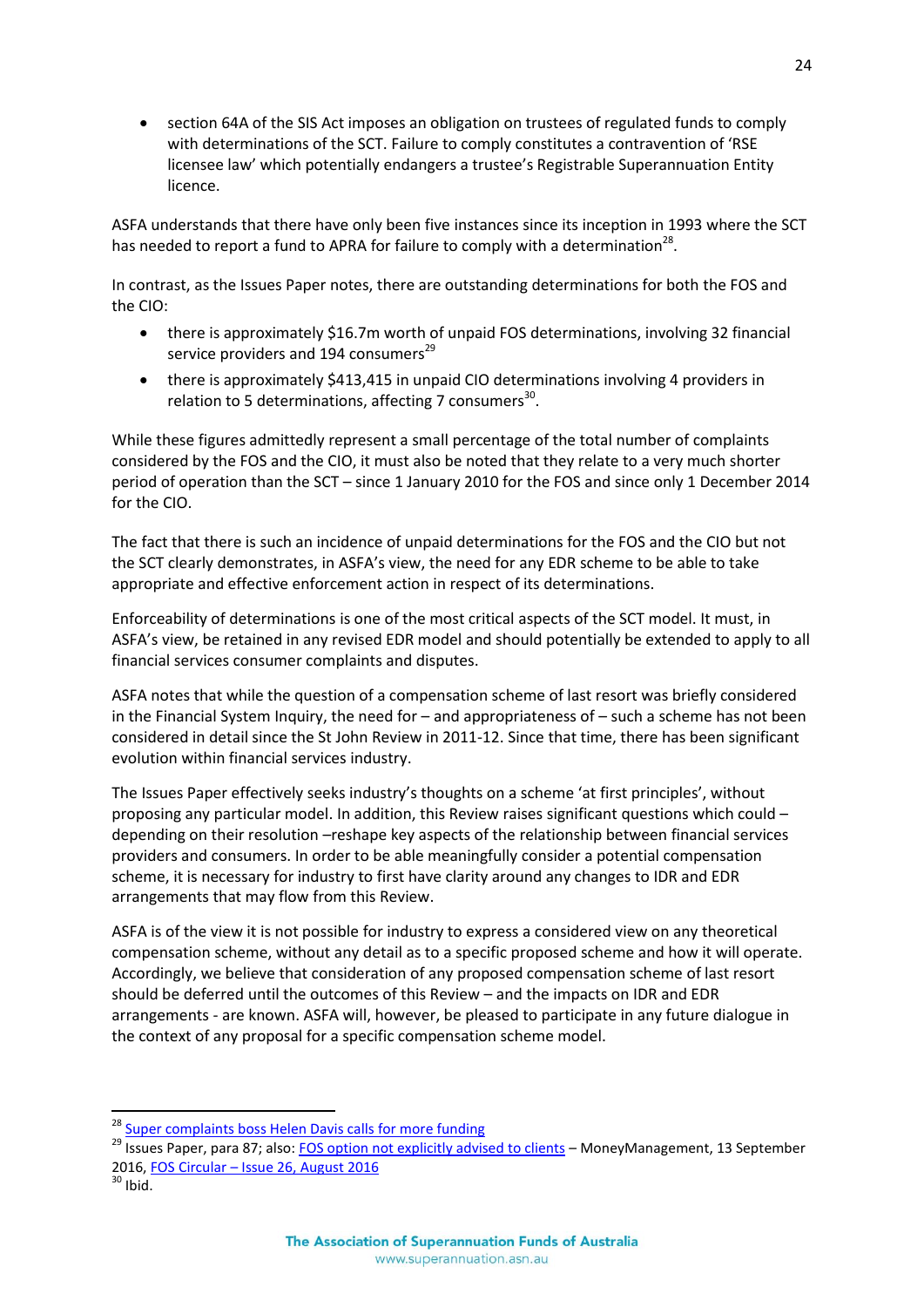- section 64A of the SIS Act imposes an obligation on trustees of regulated funds to comply with determinations of the SCT. Failure to comply constitutes a contravention of 'RSE licensee law' which potentially endangers a trustee's Registrable Superannuation Entity licence.

ASFA understands that there have only been five instances since its inception in 1993 where the SCT has needed to report a fund to APRA for failure to comply with a determination[28].

In contrast, as the Issues Paper notes, there are outstanding determinations for both the FOS and the CIO:

- there is approximately $16.7m worth of unpaid FOS determinations, involving 32 financial service providers and 194 consumers[29]
- there is approximately $413,415 in unpaid CIO determinations involving 4 providers in relation to 5 determinations, affecting 7 consumers[30].

While these figures admittedly represent a small percentage of the total number of complaints considered by the FOS and the CIO, it must also be noted that they relate to a very much shorter period of operation than the SCT – since 1 January 2010 for the FOS and since only 1 December 2014 for the CIO.

The fact that there is such an incidence of unpaid determinations for the FOS and the CIO but not the SCT clearly demonstrates, in ASFA's view, the need for any EDR scheme to be able to take appropriate and effective enforcement action in respect of its determinations.

Enforceability of determinations is one of the most critical aspects of the SCT model. It must, in ASFA's view, be retained in any revised EDR model and should potentially be extended to apply to all financial services consumer complaints and disputes.

ASFA notes that while the question of a compensation scheme of last resort was briefly considered in the Financial System Inquiry, the need for – and appropriateness of – such a scheme has not been considered in detail since the St John Review in 2011-12. Since that time, there has been significant evolution within financial services industry.

The Issues Paper effectively seeks industry's thoughts on a scheme 'at first principles', without proposing any particular model. In addition, this Review raises significant questions which could – depending on their resolution –reshape key aspects of the relationship between financial services providers and consumers. In order to be able meaningfully consider a potential compensation scheme, it is necessary for industry to first have clarity around any changes to IDR and EDR arrangements that may flow from this Review.

ASFA is of the view it is not possible for industry to express a considered view on any theoretical compensation scheme, without any detail as to a specific proposed scheme and how it will operate. Accordingly, we believe that consideration of any proposed compensation scheme of last resort should be deferred until the outcomes of this Review – and the impacts on IDR and EDR arrangements - are known. ASFA will, however, be pleased to participate in any future dialogue in the context of any proposal for a specific compensation scheme model.

---

[28] Super complaints boss Helen Davis calls for more funding

[29] Issues Paper, para 87; also: FOS option not explicitly advised to clients – MoneyManagement, 13 September 2016, FOS Circular – Issue 26, August 2016

[30] Ibid.